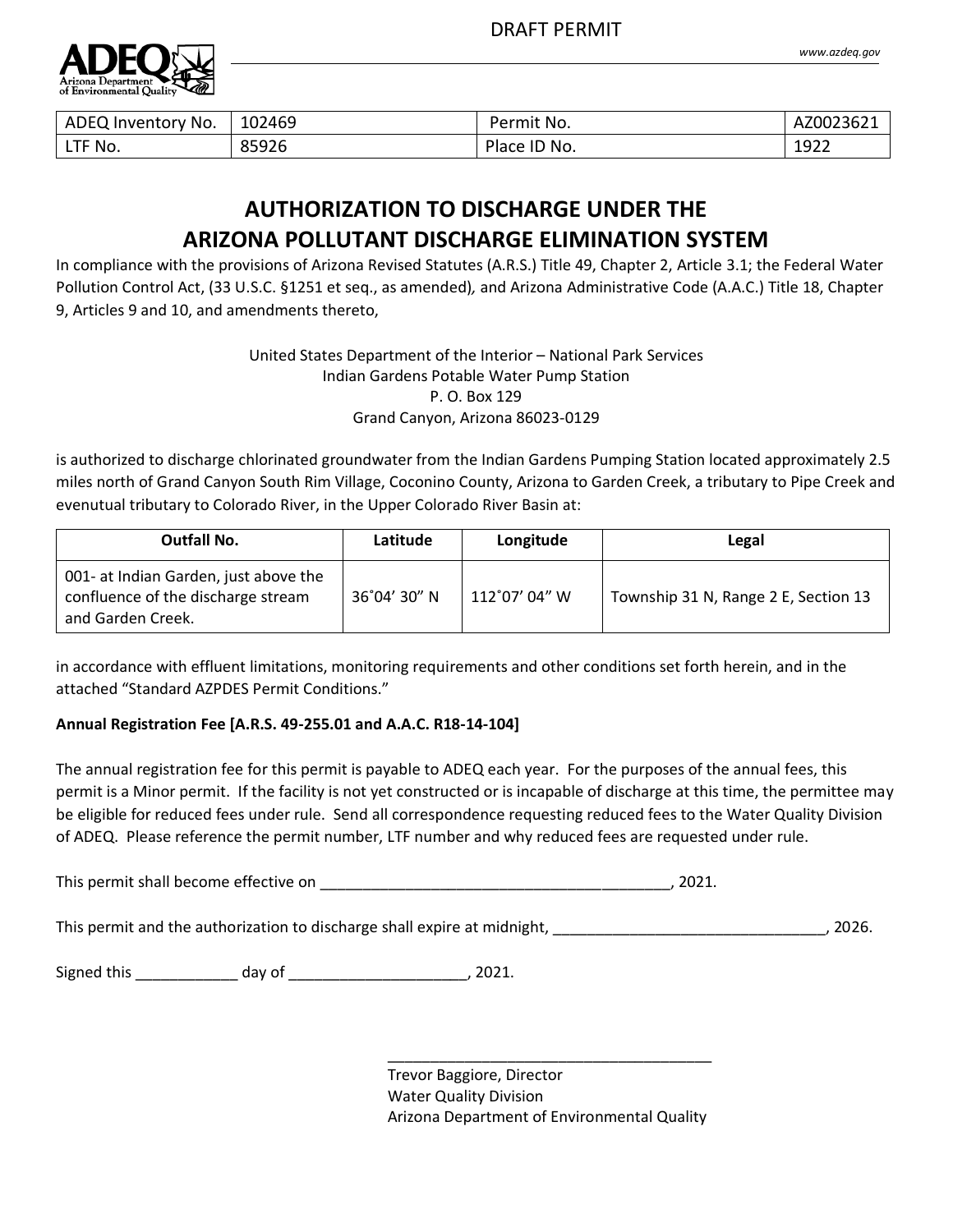DRAFT PERMIT

| ADEQ Inventory No. | 102469 | Permit No. | AZ0023621 |
|---|---|---|---|
| LTF No. | 85926 | Place ID No. | 1922 |

# AUTHORIZATION TO DISCHARGE UNDER THE ARIZONA POLLUTANT DISCHARGE ELIMINATION SYSTEM

In compliance with the provisions of Arizona Revised Statutes (A.R.S.) Title 49, Chapter 2, Article 3.1; the Federal Water Pollution Control Act, (33 U.S.C. §1251 et seq., as amended), and Arizona Administrative Code (A.A.C.) Title 18, Chapter 9, Articles 9 and 10, and amendments thereto,

United States Department of the Interior – National Park Services
Indian Gardens Potable Water Pump Station
P. O. Box 129
Grand Canyon, Arizona 86023-0129

is authorized to discharge chlorinated groundwater from the Indian Gardens Pumping Station located approximately 2.5 miles north of Grand Canyon South Rim Village, Coconino County, Arizona to Garden Creek, a tributary to Pipe Creek and evenutual tributary to Colorado River, in the Upper Colorado River Basin at:

| Outfall No. | Latitude | Longitude | Legal |
|---|---|---|---|
| 001- at Indian Garden, just above the confluence of the discharge stream and Garden Creek. | 36˚04' 30" N | 112˚07' 04" W | Township 31 N, Range 2 E, Section 13 |

in accordance with effluent limitations, monitoring requirements and other conditions set forth herein, and in the attached "Standard AZPDES Permit Conditions."

**Annual Registration Fee [A.R.S. 49-255.01 and A.A.C. R18-14-104]**

The annual registration fee for this permit is payable to ADEQ each year. For the purposes of the annual fees, this permit is a Minor permit. If the facility is not yet constructed or is incapable of discharge at this time, the permittee may be eligible for reduced fees under rule. Send all correspondence requesting reduced fees to the Water Quality Division of ADEQ. Please reference the permit number, LTF number and why reduced fees are requested under rule.

This permit shall become effective on ________________________________________, 2021.

This permit and the authorization to discharge shall expire at midnight, ______________________________, 2026.

Signed this ____________ day of ____________________, 2021.

_______________________________________
Trevor Baggiore, Director
Water Quality Division
Arizona Department of Environmental Quality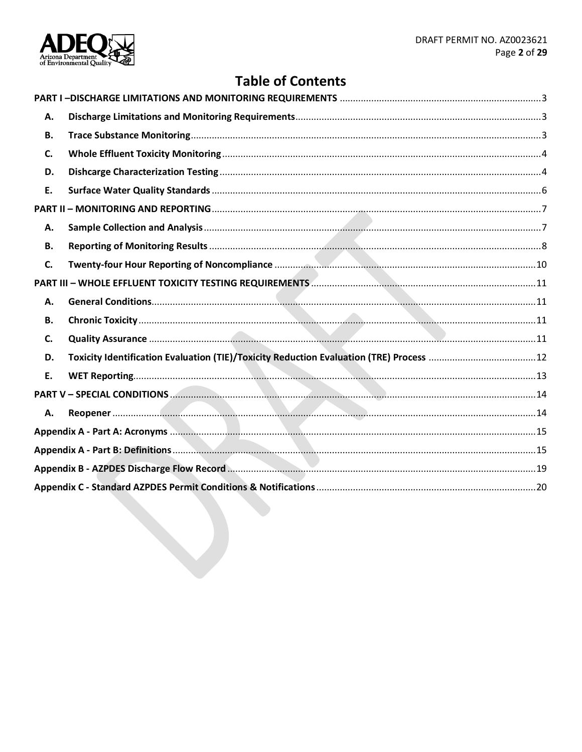# Table of Contents

**PART I –DISCHARGE LIMITATIONS AND MONITORING REQUIREMENTS** ... 3

- **A. Discharge Limitations and Monitoring Requirements** ... 3
- **B. Trace Substance Monitoring** ... 3
- **C. Whole Effluent Toxicity Monitoring** ... 4
- **D. Dishcarge Characterization Testing** ... 4
- **E. Surface Water Quality Standards** ... 6

**PART II – MONITORING AND REPORTING** ... 7

- **A. Sample Collection and Analysis** ... 7
- **B. Reporting of Monitoring Results** ... 8
- **C. Twenty-four Hour Reporting of Noncompliance** ... 10

**PART III – WHOLE EFFLUENT TOXICITY TESTING REQUIREMENTS** ... 11

- **A. General Conditions** ... 11
- **B. Chronic Toxicity** ... 11
- **C. Quality Assurance** ... 11
- **D. Toxicity Identification Evaluation (TIE)/Toxicity Reduction Evaluation (TRE) Process** ... 12
- **E. WET Reporting** ... 13

**PART V – SPECIAL CONDITIONS** ... 14

- **A. Reopener** ... 14

**Appendix A - Part A: Acronyms** ... 15

**Appendix A - Part B: Definitions** ... 15

**Appendix B - AZPDES Discharge Flow Record** ... 19

**Appendix C - Standard AZPDES Permit Conditions & Notifications** ... 20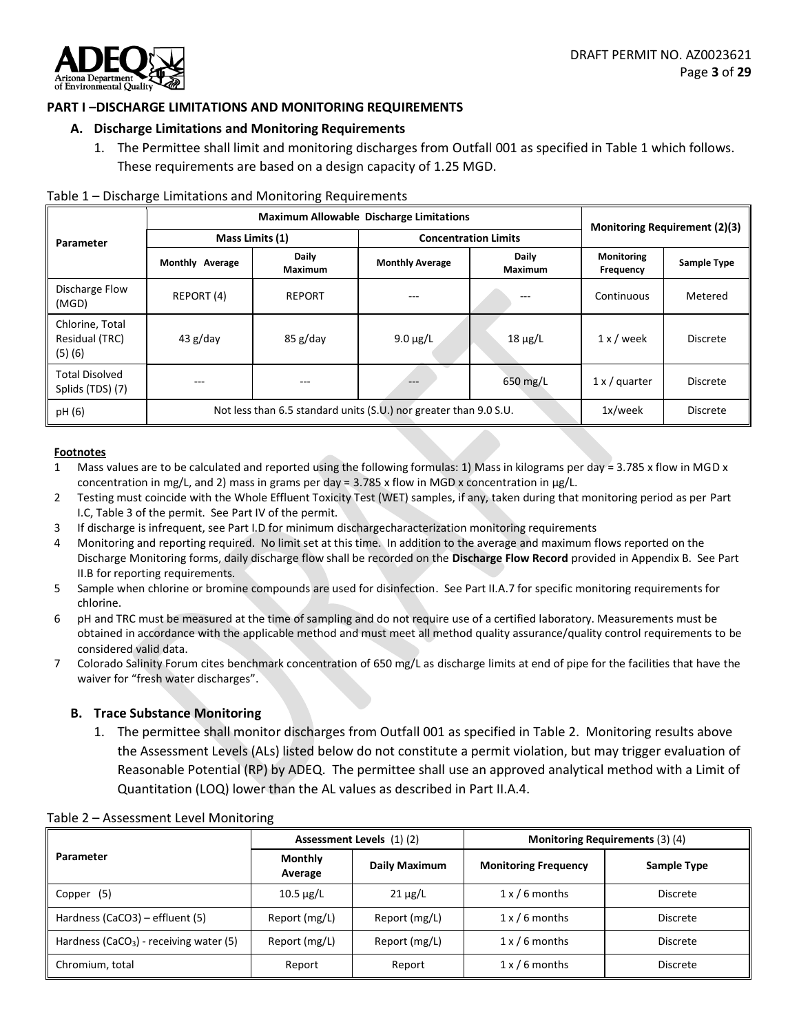## PART I –DISCHARGE LIMITATIONS AND MONITORING REQUIREMENTS

### A. Discharge Limitations and Monitoring Requirements

1. The Permittee shall limit and monitoring discharges from Outfall 001 as specified in Table 1 which follows. These requirements are based on a design capacity of 1.25 MGD.

Table 1 – Discharge Limitations and Monitoring Requirements

| Parameter | Maximum Allowable Discharge Limitations | | | | Monitoring Requirement (2)(3) | |
|---|---|---|---|---|---|---|
| | Mass Limits (1) | | Concentration Limits | | | |
| | Monthly Average | Daily Maximum | Monthly Average | Daily Maximum | Monitoring Frequency | Sample Type |
| Discharge Flow (MGD) | REPORT (4) | REPORT | --- | --- | Continuous | Metered |
| Chlorine, Total Residual (TRC) (5) (6) | 43 g/day | 85 g/day | 9.0 µg/L | 18 µg/L | 1 x / week | Discrete |
| Total Disolved Splids (TDS) (7) | --- | --- | --- | 650 mg/L | 1 x / quarter | Discrete |
| pH (6) | Not less than 6.5 standard units (S.U.) nor greater than 9.0 S.U. | | | | 1x/week | Discrete |

**Footnotes**

1. Mass values are to be calculated and reported using the following formulas: 1) Mass in kilograms per day = 3.785 x flow in MGD x concentration in mg/L, and 2) mass in grams per day = 3.785 x flow in MGD x concentration in µg/L.
2. Testing must coincide with the Whole Effluent Toxicity Test (WET) samples, if any, taken during that monitoring period as per Part I.C, Table 3 of the permit. See Part IV of the permit.
3. If discharge is infrequent, see Part I.D for minimum dischargecharacterization monitoring requirements
4. Monitoring and reporting required. No limit set at this time. In addition to the average and maximum flows reported on the Discharge Monitoring forms, daily discharge flow shall be recorded on the **Discharge Flow Record** provided in Appendix B. See Part II.B for reporting requirements.
5. Sample when chlorine or bromine compounds are used for disinfection. See Part II.A.7 for specific monitoring requirements for chlorine.
6. pH and TRC must be measured at the time of sampling and do not require use of a certified laboratory. Measurements must be obtained in accordance with the applicable method and must meet all method quality assurance/quality control requirements to be considered valid data.
7. Colorado Salinity Forum cites benchmark concentration of 650 mg/L as discharge limits at end of pipe for the facilities that have the waiver for "fresh water discharges".

### B. Trace Substance Monitoring

1. The permittee shall monitor discharges from Outfall 001 as specified in Table 2. Monitoring results above the Assessment Levels (ALs) listed below do not constitute a permit violation, but may trigger evaluation of Reasonable Potential (RP) by ADEQ. The permittee shall use an approved analytical method with a Limit of Quantitation (LOQ) lower than the AL values as described in Part II.A.4.

Table 2 – Assessment Level Monitoring

| Parameter | Assessment Levels (1) (2) | | Monitoring Requirements (3) (4) | |
|---|---|---|---|---|
| | Monthly Average | Daily Maximum | Monitoring Frequency | Sample Type |
| Copper (5) | 10.5 µg/L | 21 µg/L | 1 x / 6 months | Discrete |
| Hardness (CaCO3) – effluent (5) | Report (mg/L) | Report (mg/L) | 1 x / 6 months | Discrete |
| Hardness ($CaCO_3$) - receiving water (5) | Report (mg/L) | Report (mg/L) | 1 x / 6 months | Discrete |
| Chromium, total | Report | Report | 1 x / 6 months | Discrete |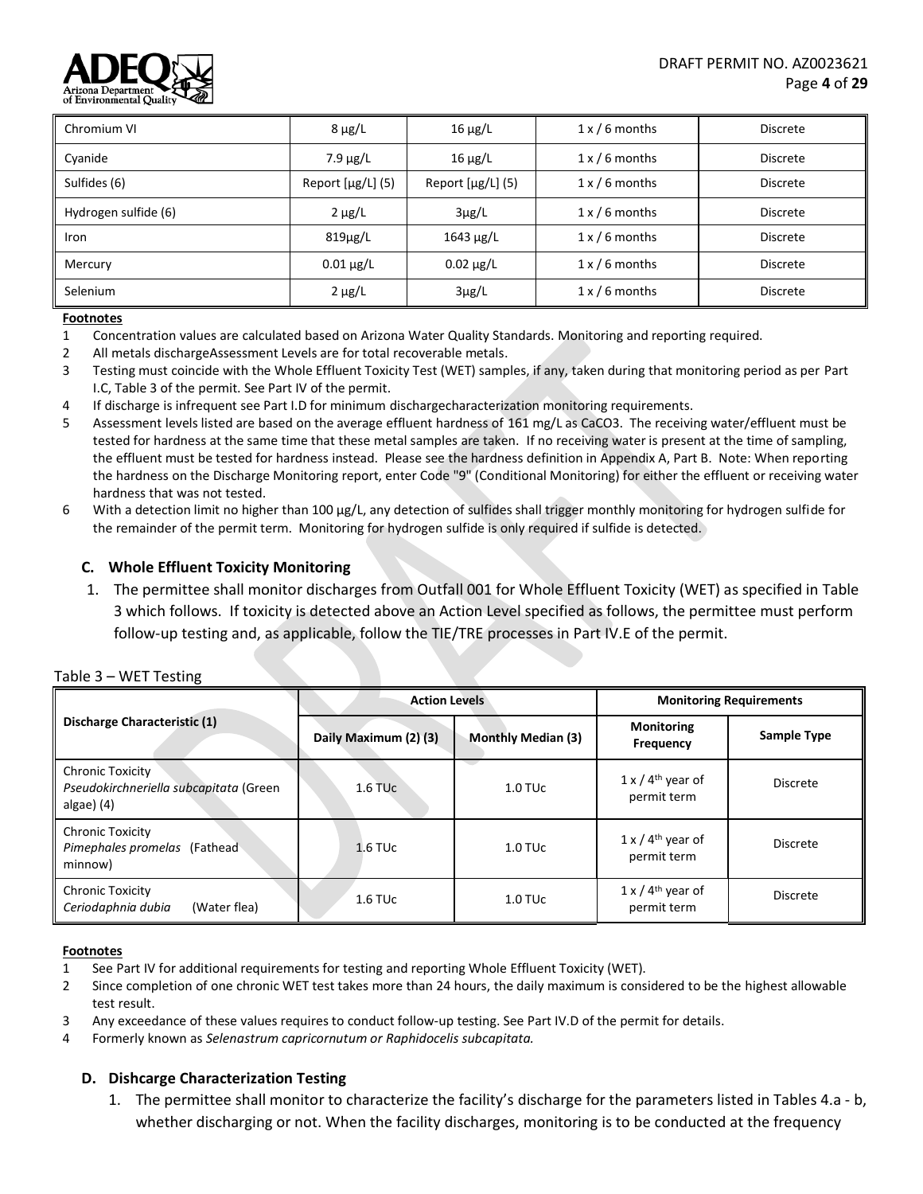| Chromium VI | 8 µg/L | 16 µg/L | 1 x / 6 months | Discrete |
|---|---|---|---|---|
| Cyanide | 7.9 µg/L | 16 µg/L | 1 x / 6 months | Discrete |
| Sulfides (6) | Report [µg/L] (5) | Report [µg/L] (5) | 1 x / 6 months | Discrete |
| Hydrogen sulfide (6) | 2 µg/L | 3µg/L | 1 x / 6 months | Discrete |
| Iron | 819µg/L | 1643 µg/L | 1 x / 6 months | Discrete |
| Mercury | 0.01 µg/L | 0.02 µg/L | 1 x / 6 months | Discrete |
| Selenium | 2 µg/L | 3µg/L | 1 x / 6 months | Discrete |

**Footnotes**

1 Concentration values are calculated based on Arizona Water Quality Standards. Monitoring and reporting required.
2 All metals dischargeAssessment Levels are for total recoverable metals.
3 Testing must coincide with the Whole Effluent Toxicity Test (WET) samples, if any, taken during that monitoring period as per Part I.C, Table 3 of the permit. See Part IV of the permit.
4 If discharge is infrequent see Part I.D for minimum dischargecharacterization monitoring requirements.
5 Assessment levels listed are based on the average effluent hardness of 161 mg/L as CaCO3. The receiving water/effluent must be tested for hardness at the same time that these metal samples are taken. If no receiving water is present at the time of sampling, the effluent must be tested for hardness instead. Please see the hardness definition in Appendix A, Part B. Note: When reporting the hardness on the Discharge Monitoring report, enter Code "9" (Conditional Monitoring) for either the effluent or receiving water hardness that was not tested.
6 With a detection limit no higher than 100 µg/L, any detection of sulfides shall trigger monthly monitoring for hydrogen sulfide for the remainder of the permit term. Monitoring for hydrogen sulfide is only required if sulfide is detected.

### C. Whole Effluent Toxicity Monitoring

1. The permittee shall monitor discharges from Outfall 001 for Whole Effluent Toxicity (WET) as specified in Table 3 which follows. If toxicity is detected above an Action Level specified as follows, the permittee must perform follow-up testing and, as applicable, follow the TIE/TRE processes in Part IV.E of the permit.

Table 3 – WET Testing

| Discharge Characteristic (1) | Action Levels | | Monitoring Requirements | |
|---|---|---|---|---|
| | Daily Maximum (2) (3) | Monthly Median (3) | Monitoring Frequency | Sample Type |
| Chronic Toxicity *Pseudokirchneriella subcapitata* (Green algae) (4) | 1.6 TUc | 1.0 TUc | 1 x / 4th year of permit term | Discrete |
| Chronic Toxicity *Pimephales promelas* (Fathead minnow) | 1.6 TUc | 1.0 TUc | 1 x / 4th year of permit term | Discrete |
| Chronic Toxicity *Ceriodaphnia dubia* (Water flea) | 1.6 TUc | 1.0 TUc | 1 x / 4th year of permit term | Discrete |

**Footnotes**

1 See Part IV for additional requirements for testing and reporting Whole Effluent Toxicity (WET).
2 Since completion of one chronic WET test takes more than 24 hours, the daily maximum is considered to be the highest allowable test result.
3 Any exceedance of these values requires to conduct follow-up testing. See Part IV.D of the permit for details.
4 Formerly known as *Selenastrum capricornutum or Raphidocelis subcapitata.*

### D. Dishcarge Characterization Testing

1. The permittee shall monitor to characterize the facility's discharge for the parameters listed in Tables 4.a - b, whether discharging or not. When the facility discharges, monitoring is to be conducted at the frequency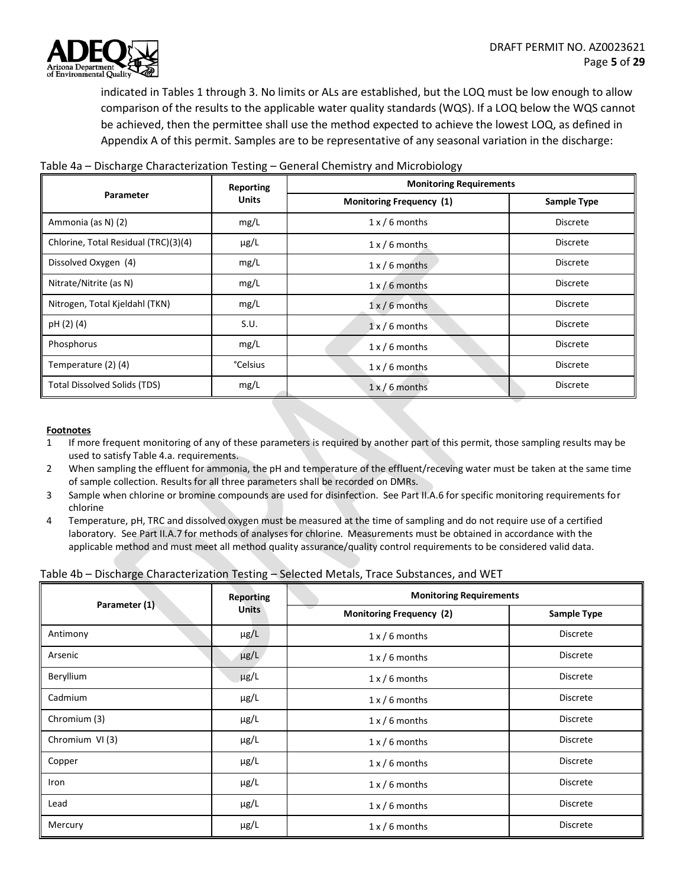indicated in Tables 1 through 3. No limits or ALs are established, but the LOQ must be low enough to allow comparison of the results to the applicable water quality standards (WQS). If a LOQ below the WQS cannot be achieved, then the permittee shall use the method expected to achieve the lowest LOQ, as defined in Appendix A of this permit. Samples are to be representative of any seasonal variation in the discharge:

Table 4a – Discharge Characterization Testing – General Chemistry and Microbiology

| Parameter | Reporting Units | Monitoring Requirements | |
|---|---|---|---|
| | | Monitoring Frequency (1) | Sample Type |
| Ammonia (as N) (2) | mg/L | 1 x / 6 months | Discrete |
| Chlorine, Total Residual (TRC)(3)(4) | µg/L | 1 x / 6 months | Discrete |
| Dissolved Oxygen (4) | mg/L | 1 x / 6 months | Discrete |
| Nitrate/Nitrite (as N) | mg/L | 1 x / 6 months | Discrete |
| Nitrogen, Total Kjeldahl (TKN) | mg/L | 1 x / 6 months | Discrete |
| pH (2) (4) | S.U. | 1 x / 6 months | Discrete |
| Phosphorus | mg/L | 1 x / 6 months | Discrete |
| Temperature (2) (4) | °Celsius | 1 x / 6 months | Discrete |
| Total Dissolved Solids (TDS) | mg/L | 1 x / 6 months | Discrete |

**Footnotes**

1. If more frequent monitoring of any of these parameters is required by another part of this permit, those sampling results may be used to satisfy Table 4.a. requirements.
2. When sampling the effluent for ammonia, the pH and temperature of the effluent/receving water must be taken at the same time of sample collection. Results for all three parameters shall be recorded on DMRs.
3. Sample when chlorine or bromine compounds are used for disinfection. See Part II.A.6 for specific monitoring requirements for chlorine
4. Temperature, pH, TRC and dissolved oxygen must be measured at the time of sampling and do not require use of a certified laboratory. See Part II.A.7 for methods of analyses for chlorine. Measurements must be obtained in accordance with the applicable method and must meet all method quality assurance/quality control requirements to be considered valid data.

Table 4b – Discharge Characterization Testing – Selected Metals, Trace Substances, and WET

| Parameter (1) | Reporting Units | Monitoring Requirements | |
|---|---|---|---|
| | | Monitoring Frequency (2) | Sample Type |
| Antimony | µg/L | 1 x / 6 months | Discrete |
| Arsenic | µg/L | 1 x / 6 months | Discrete |
| Beryllium | µg/L | 1 x / 6 months | Discrete |
| Cadmium | µg/L | 1 x / 6 months | Discrete |
| Chromium (3) | µg/L | 1 x / 6 months | Discrete |
| Chromium VI (3) | µg/L | 1 x / 6 months | Discrete |
| Copper | µg/L | 1 x / 6 months | Discrete |
| Iron | µg/L | 1 x / 6 months | Discrete |
| Lead | µg/L | 1 x / 6 months | Discrete |
| Mercury | µg/L | 1 x / 6 months | Discrete |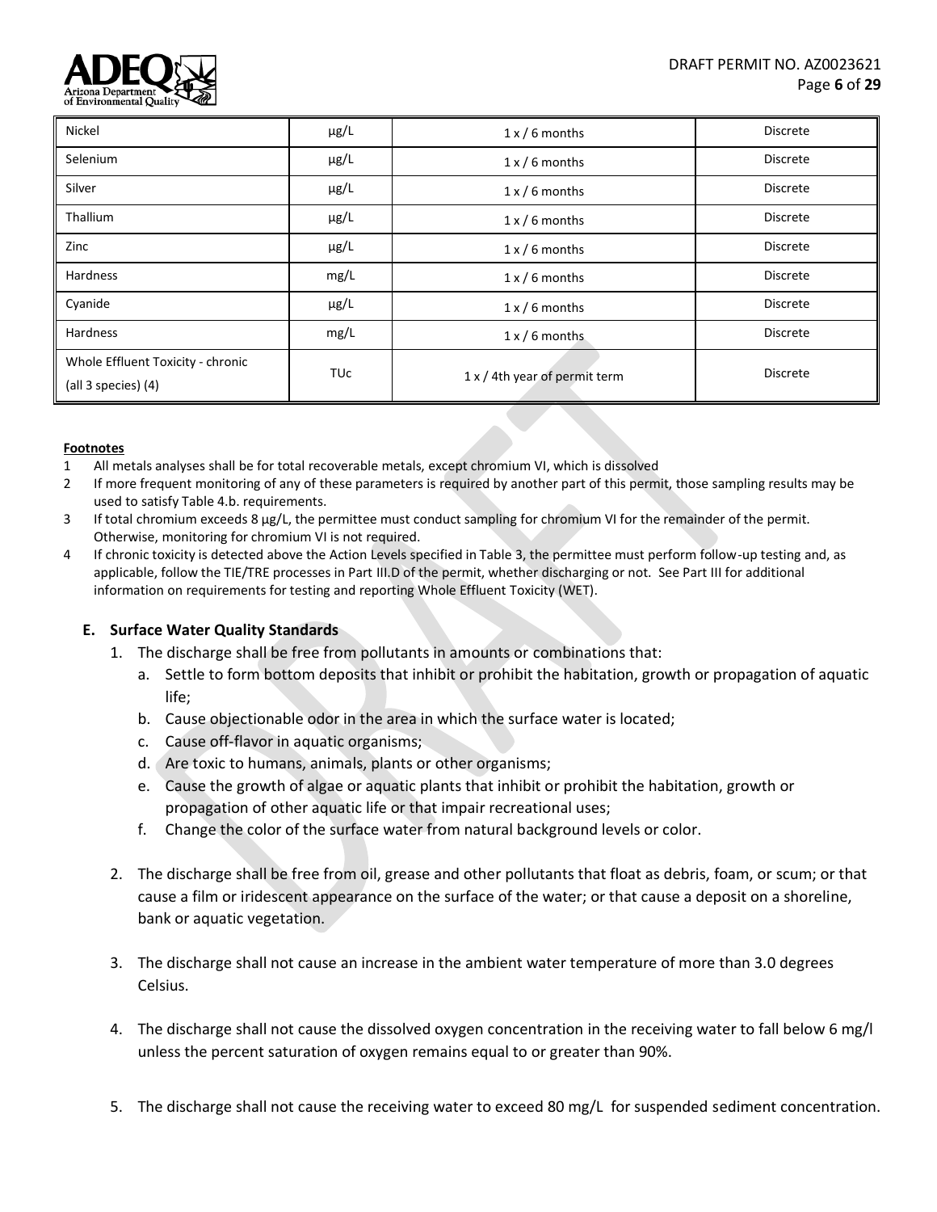| Nickel | µg/L | 1 x / 6 months | Discrete |
|---|---|---|---|
| Selenium | µg/L | 1 x / 6 months | Discrete |
| Silver | µg/L | 1 x / 6 months | Discrete |
| Thallium | µg/L | 1 x / 6 months | Discrete |
| Zinc | µg/L | 1 x / 6 months | Discrete |
| Hardness | mg/L | 1 x / 6 months | Discrete |
| Cyanide | µg/L | 1 x / 6 months | Discrete |
| Hardness | mg/L | 1 x / 6 months | Discrete |
| Whole Effluent Toxicity - chronic (all 3 species) (4) | TUc | 1 x / 4th year of permit term | Discrete |

**Footnotes**

1 All metals analyses shall be for total recoverable metals, except chromium VI, which is dissolved

2 If more frequent monitoring of any of these parameters is required by another part of this permit, those sampling results may be used to satisfy Table 4.b. requirements.

3 If total chromium exceeds 8 µg/L, the permittee must conduct sampling for chromium VI for the remainder of the permit. Otherwise, monitoring for chromium VI is not required.

4 If chronic toxicity is detected above the Action Levels specified in Table 3, the permittee must perform follow-up testing and, as applicable, follow the TIE/TRE processes in Part III.D of the permit, whether discharging or not. See Part III for additional information on requirements for testing and reporting Whole Effluent Toxicity (WET).

### E. Surface Water Quality Standards

1. The discharge shall be free from pollutants in amounts or combinations that:
   a. Settle to form bottom deposits that inhibit or prohibit the habitation, growth or propagation of aquatic life;
   b. Cause objectionable odor in the area in which the surface water is located;
   c. Cause off-flavor in aquatic organisms;
   d. Are toxic to humans, animals, plants or other organisms;
   e. Cause the growth of algae or aquatic plants that inhibit or prohibit the habitation, growth or propagation of other aquatic life or that impair recreational uses;
   f. Change the color of the surface water from natural background levels or color.

2. The discharge shall be free from oil, grease and other pollutants that float as debris, foam, or scum; or that cause a film or iridescent appearance on the surface of the water; or that cause a deposit on a shoreline, bank or aquatic vegetation.

3. The discharge shall not cause an increase in the ambient water temperature of more than 3.0 degrees Celsius.

4. The discharge shall not cause the dissolved oxygen concentration in the receiving water to fall below 6 mg/l unless the percent saturation of oxygen remains equal to or greater than 90%.

5. The discharge shall not cause the receiving water to exceed 80 mg/L for suspended sediment concentration.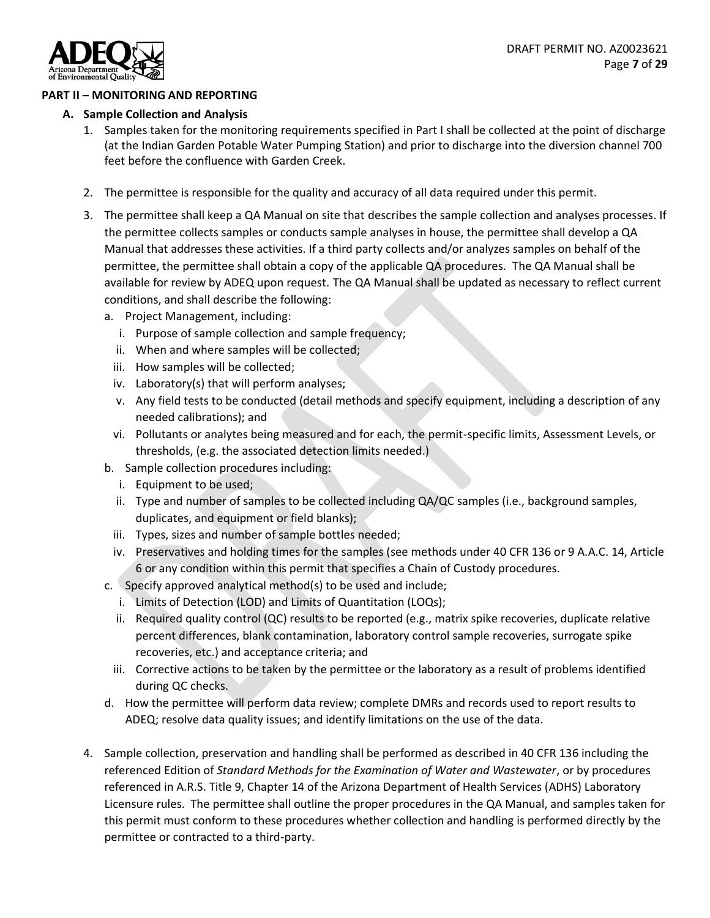## PART II – MONITORING AND REPORTING

### A. Sample Collection and Analysis

1. Samples taken for the monitoring requirements specified in Part I shall be collected at the point of discharge (at the Indian Garden Potable Water Pumping Station) and prior to discharge into the diversion channel 700 feet before the confluence with Garden Creek.

2. The permittee is responsible for the quality and accuracy of all data required under this permit.

3. The permittee shall keep a QA Manual on site that describes the sample collection and analyses processes. If the permittee collects samples or conducts sample analyses in house, the permittee shall develop a QA Manual that addresses these activities. If a third party collects and/or analyzes samples on behalf of the permittee, the permittee shall obtain a copy of the applicable QA procedures. The QA Manual shall be available for review by ADEQ upon request. The QA Manual shall be updated as necessary to reflect current conditions, and shall describe the following:
   a. Project Management, including:
      i. Purpose of sample collection and sample frequency;
      ii. When and where samples will be collected;
      iii. How samples will be collected;
      iv. Laboratory(s) that will perform analyses;
      v. Any field tests to be conducted (detail methods and specify equipment, including a description of any needed calibrations); and
      vi. Pollutants or analytes being measured and for each, the permit-specific limits, Assessment Levels, or thresholds, (e.g. the associated detection limits needed.)
   b. Sample collection procedures including:
      i. Equipment to be used;
      ii. Type and number of samples to be collected including QA/QC samples (i.e., background samples, duplicates, and equipment or field blanks);
      iii. Types, sizes and number of sample bottles needed;
      iv. Preservatives and holding times for the samples (see methods under 40 CFR 136 or 9 A.A.C. 14, Article 6 or any condition within this permit that specifies a Chain of Custody procedures.
   c. Specify approved analytical method(s) to be used and include;
      i. Limits of Detection (LOD) and Limits of Quantitation (LOQs);
      ii. Required quality control (QC) results to be reported (e.g., matrix spike recoveries, duplicate relative percent differences, blank contamination, laboratory control sample recoveries, surrogate spike recoveries, etc.) and acceptance criteria; and
      iii. Corrective actions to be taken by the permittee or the laboratory as a result of problems identified during QC checks.
   d. How the permittee will perform data review; complete DMRs and records used to report results to ADEQ; resolve data quality issues; and identify limitations on the use of the data.

4. Sample collection, preservation and handling shall be performed as described in 40 CFR 136 including the referenced Edition of *Standard Methods for the Examination of Water and Wastewater*, or by procedures referenced in A.R.S. Title 9, Chapter 14 of the Arizona Department of Health Services (ADHS) Laboratory Licensure rules. The permittee shall outline the proper procedures in the QA Manual, and samples taken for this permit must conform to these procedures whether collection and handling is performed directly by the permittee or contracted to a third-party.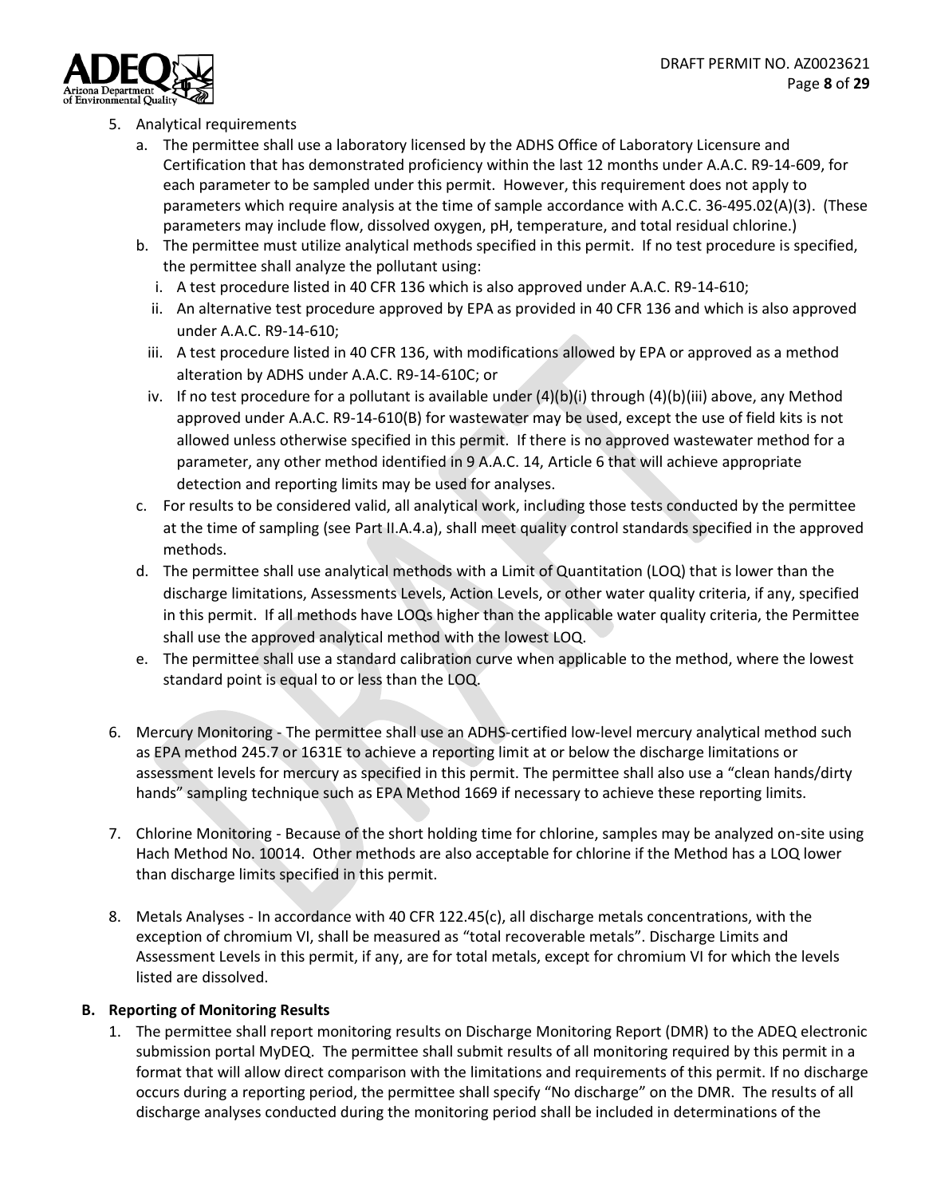5. Analytical requirements
   a. The permittee shall use a laboratory licensed by the ADHS Office of Laboratory Licensure and Certification that has demonstrated proficiency within the last 12 months under A.A.C. R9-14-609, for each parameter to be sampled under this permit. However, this requirement does not apply to parameters which require analysis at the time of sample accordance with A.C.C. 36-495.02(A)(3). (These parameters may include flow, dissolved oxygen, pH, temperature, and total residual chlorine.)
   b. The permittee must utilize analytical methods specified in this permit. If no test procedure is specified, the permittee shall analyze the pollutant using:
      i. A test procedure listed in 40 CFR 136 which is also approved under A.A.C. R9-14-610;
      ii. An alternative test procedure approved by EPA as provided in 40 CFR 136 and which is also approved under A.A.C. R9-14-610;
      iii. A test procedure listed in 40 CFR 136, with modifications allowed by EPA or approved as a method alteration by ADHS under A.A.C. R9-14-610C; or
      iv. If no test procedure for a pollutant is available under (4)(b)(i) through (4)(b)(iii) above, any Method approved under A.A.C. R9-14-610(B) for wastewater may be used, except the use of field kits is not allowed unless otherwise specified in this permit. If there is no approved wastewater method for a parameter, any other method identified in 9 A.A.C. 14, Article 6 that will achieve appropriate detection and reporting limits may be used for analyses.
   c. For results to be considered valid, all analytical work, including those tests conducted by the permittee at the time of sampling (see Part II.A.4.a), shall meet quality control standards specified in the approved methods.
   d. The permittee shall use analytical methods with a Limit of Quantitation (LOQ) that is lower than the discharge limitations, Assessments Levels, Action Levels, or other water quality criteria, if any, specified in this permit. If all methods have LOQs higher than the applicable water quality criteria, the Permittee shall use the approved analytical method with the lowest LOQ.
   e. The permittee shall use a standard calibration curve when applicable to the method, where the lowest standard point is equal to or less than the LOQ.

6. Mercury Monitoring - The permittee shall use an ADHS-certified low-level mercury analytical method such as EPA method 245.7 or 1631E to achieve a reporting limit at or below the discharge limitations or assessment levels for mercury as specified in this permit. The permittee shall also use a "clean hands/dirty hands" sampling technique such as EPA Method 1669 if necessary to achieve these reporting limits.

7. Chlorine Monitoring - Because of the short holding time for chlorine, samples may be analyzed on-site using Hach Method No. 10014. Other methods are also acceptable for chlorine if the Method has a LOQ lower than discharge limits specified in this permit.

8. Metals Analyses - In accordance with 40 CFR 122.45(c), all discharge metals concentrations, with the exception of chromium VI, shall be measured as "total recoverable metals". Discharge Limits and Assessment Levels in this permit, if any, are for total metals, except for chromium VI for which the levels listed are dissolved.

**B. Reporting of Monitoring Results**

1. The permittee shall report monitoring results on Discharge Monitoring Report (DMR) to the ADEQ electronic submission portal MyDEQ. The permittee shall submit results of all monitoring required by this permit in a format that will allow direct comparison with the limitations and requirements of this permit. If no discharge occurs during a reporting period, the permittee shall specify "No discharge" on the DMR. The results of all discharge analyses conducted during the monitoring period shall be included in determinations of the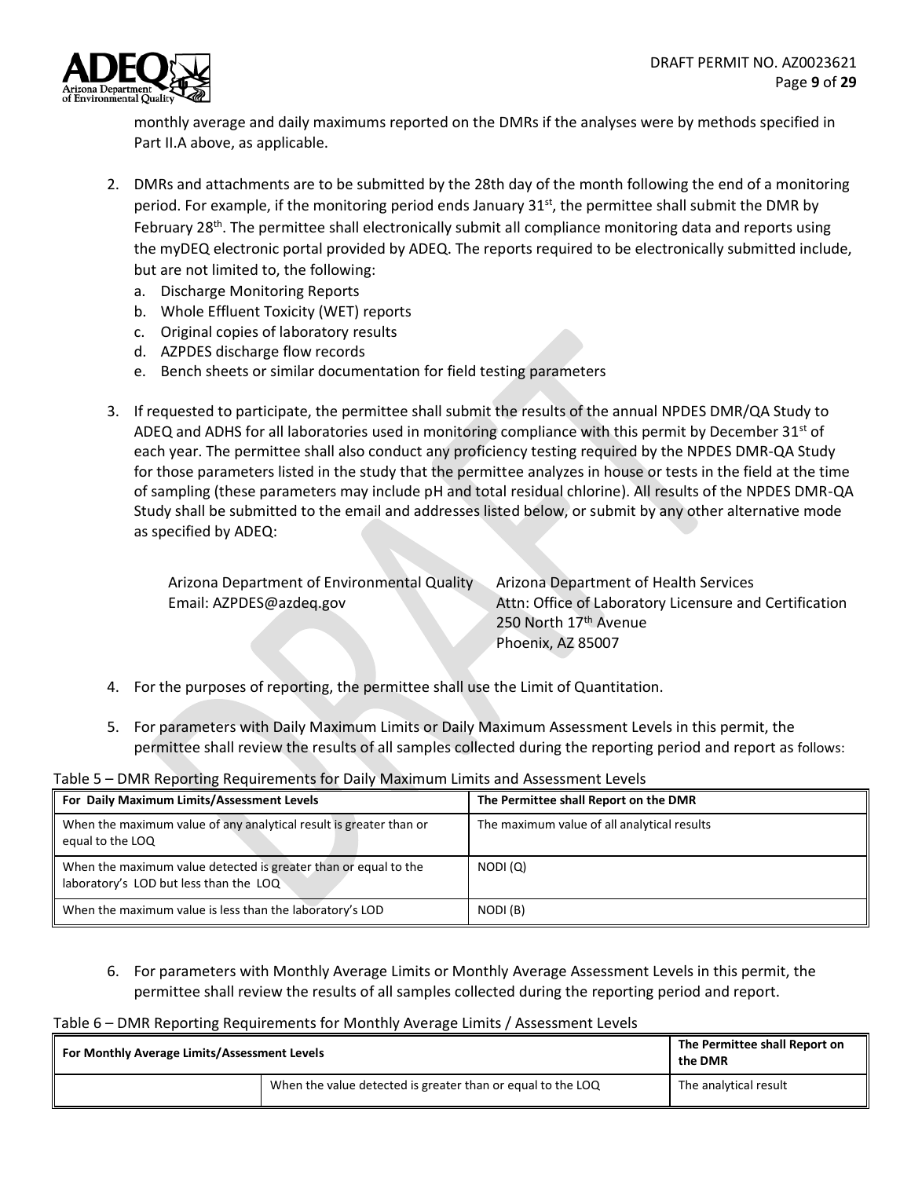monthly average and daily maximums reported on the DMRs if the analyses were by methods specified in Part II.A above, as applicable.

2. DMRs and attachments are to be submitted by the 28th day of the month following the end of a monitoring period. For example, if the monitoring period ends January 31st, the permittee shall submit the DMR by February 28th. The permittee shall electronically submit all compliance monitoring data and reports using the myDEQ electronic portal provided by ADEQ. The reports required to be electronically submitted include, but are not limited to, the following:
   a. Discharge Monitoring Reports
   b. Whole Effluent Toxicity (WET) reports
   c. Original copies of laboratory results
   d. AZPDES discharge flow records
   e. Bench sheets or similar documentation for field testing parameters

3. If requested to participate, the permittee shall submit the results of the annual NPDES DMR/QA Study to ADEQ and ADHS for all laboratories used in monitoring compliance with this permit by December 31st of each year. The permittee shall also conduct any proficiency testing required by the NPDES DMR-QA Study for those parameters listed in the study that the permittee analyzes in house or tests in the field at the time of sampling (these parameters may include pH and total residual chlorine). All results of the NPDES DMR-QA Study shall be submitted to the email and addresses listed below, or submit by any other alternative mode as specified by ADEQ:

   Arizona Department of Environmental Quality
   Email: AZPDES@azdeq.gov

   Arizona Department of Health Services
   Attn: Office of Laboratory Licensure and Certification
   250 North 17th Avenue
   Phoenix, AZ 85007

4. For the purposes of reporting, the permittee shall use the Limit of Quantitation.

5. For parameters with Daily Maximum Limits or Daily Maximum Assessment Levels in this permit, the permittee shall review the results of all samples collected during the reporting period and report as follows:

Table 5 – DMR Reporting Requirements for Daily Maximum Limits and Assessment Levels

| For Daily Maximum Limits/Assessment Levels | The Permittee shall Report on the DMR |
|---|---|
| When the maximum value of any analytical result is greater than or equal to the LOQ | The maximum value of all analytical results |
| When the maximum value detected is greater than or equal to the laboratory's LOD but less than the LOQ | NODI (Q) |
| When the maximum value is less than the laboratory's LOD | NODI (B) |

6. For parameters with Monthly Average Limits or Monthly Average Assessment Levels in this permit, the permittee shall review the results of all samples collected during the reporting period and report.

Table 6 – DMR Reporting Requirements for Monthly Average Limits / Assessment Levels

| For Monthly Average Limits/Assessment Levels | | The Permittee shall Report on the DMR |
|---|---|---|
| | When the value detected is greater than or equal to the LOQ | The analytical result |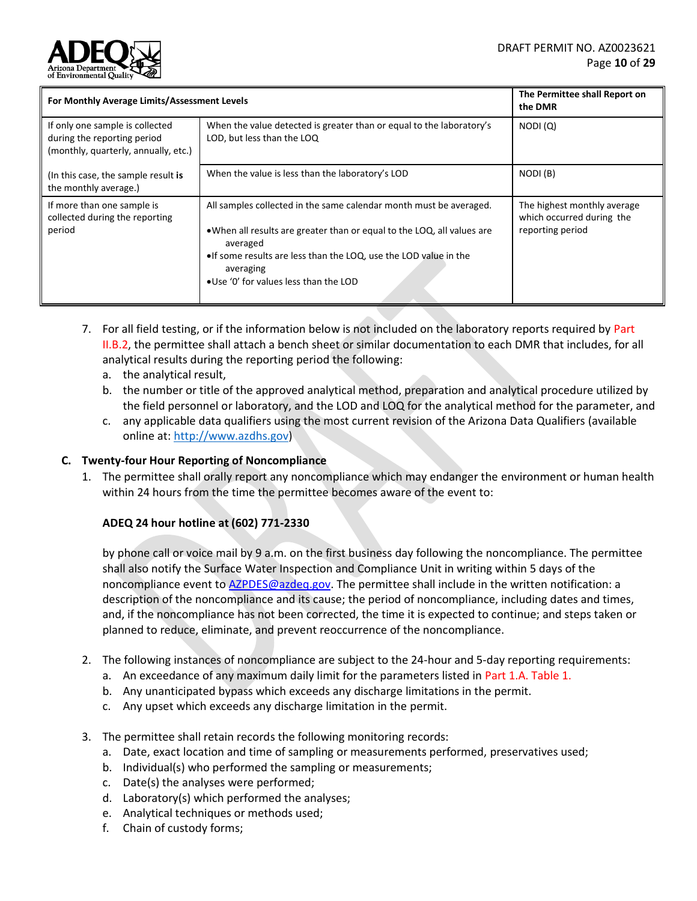| For Monthly Average Limits/Assessment Levels | | The Permittee shall Report on the DMR |
|---|---|---|
| If only one sample is collected during the reporting period (monthly, quarterly, annually, etc.) | When the value detected is greater than or equal to the laboratory's LOD, but less than the LOQ | NODI (Q) |
| (In this case, the sample result **is** the monthly average.) | When the value is less than the laboratory's LOD | NODI (B) |
| If more than one sample is collected during the reporting period | All samples collected in the same calendar month must be averaged. • When all results are greater than or equal to the LOQ, all values are averaged • If some results are less than the LOQ, use the LOD value in the averaging • Use '0' for values less than the LOD | The highest monthly average which occurred during the reporting period |

7. For all field testing, or if the information below is not included on the laboratory reports required by Part II.B.2, the permittee shall attach a bench sheet or similar documentation to each DMR that includes, for all analytical results during the reporting period the following:
   a. the analytical result,
   b. the number or title of the approved analytical method, preparation and analytical procedure utilized by the field personnel or laboratory, and the LOD and LOQ for the analytical method for the parameter, and
   c. any applicable data qualifiers using the most current revision of the Arizona Data Qualifiers (available online at: http://www.azdhs.gov)

## C. Twenty-four Hour Reporting of Noncompliance

1. The permittee shall orally report any noncompliance which may endanger the environment or human health within 24 hours from the time the permittee becomes aware of the event to:

   **ADEQ 24 hour hotline at (602) 771-2330**

   by phone call or voice mail by 9 a.m. on the first business day following the noncompliance. The permittee shall also notify the Surface Water Inspection and Compliance Unit in writing within 5 days of the noncompliance event to AZPDES@azdeq.gov. The permittee shall include in the written notification: a description of the noncompliance and its cause; the period of noncompliance, including dates and times, and, if the noncompliance has not been corrected, the time it is expected to continue; and steps taken or planned to reduce, eliminate, and prevent reoccurrence of the noncompliance.

2. The following instances of noncompliance are subject to the 24-hour and 5-day reporting requirements:
   a. An exceedance of any maximum daily limit for the parameters listed in Part 1.A. Table 1.
   b. Any unanticipated bypass which exceeds any discharge limitations in the permit.
   c. Any upset which exceeds any discharge limitation in the permit.

3. The permittee shall retain records the following monitoring records:
   a. Date, exact location and time of sampling or measurements performed, preservatives used;
   b. Individual(s) who performed the sampling or measurements;
   c. Date(s) the analyses were performed;
   d. Laboratory(s) which performed the analyses;
   e. Analytical techniques or methods used;
   f. Chain of custody forms;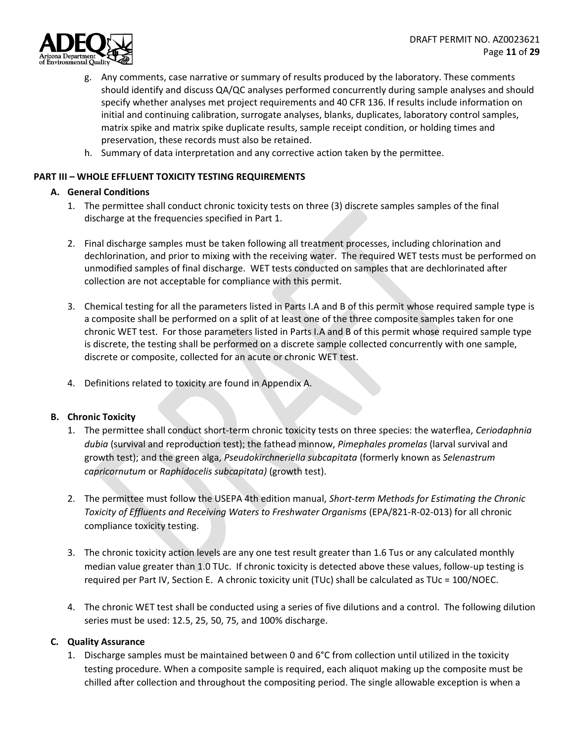g. Any comments, case narrative or summary of results produced by the laboratory. These comments should identify and discuss QA/QC analyses performed concurrently during sample analyses and should specify whether analyses met project requirements and 40 CFR 136. If results include information on initial and continuing calibration, surrogate analyses, blanks, duplicates, laboratory control samples, matrix spike and matrix spike duplicate results, sample receipt condition, or holding times and preservation, these records must also be retained.

h. Summary of data interpretation and any corrective action taken by the permittee.

## PART III – WHOLE EFFLUENT TOXICITY TESTING REQUIREMENTS

### A. General Conditions

1. The permittee shall conduct chronic toxicity tests on three (3) discrete samples samples of the final discharge at the frequencies specified in Part 1.

2. Final discharge samples must be taken following all treatment processes, including chlorination and dechlorination, and prior to mixing with the receiving water. The required WET tests must be performed on unmodified samples of final discharge. WET tests conducted on samples that are dechlorinated after collection are not acceptable for compliance with this permit.

3. Chemical testing for all the parameters listed in Parts I.A and B of this permit whose required sample type is a composite shall be performed on a split of at least one of the three composite samples taken for one chronic WET test. For those parameters listed in Parts I.A and B of this permit whose required sample type is discrete, the testing shall be performed on a discrete sample collected concurrently with one sample, discrete or composite, collected for an acute or chronic WET test.

4. Definitions related to toxicity are found in Appendix A.

### B. Chronic Toxicity

1. The permittee shall conduct short-term chronic toxicity tests on three species: the waterflea, *Ceriodaphnia dubia* (survival and reproduction test); the fathead minnow, *Pimephales promelas* (larval survival and growth test); and the green alga, *Pseudokirchneriella subcapitata* (formerly known as *Selenastrum capricornutum* or *Raphidocelis subcapitata)* (growth test).

2. The permittee must follow the USEPA 4th edition manual, *Short-term Methods for Estimating the Chronic Toxicity of Effluents and Receiving Waters to Freshwater Organisms* (EPA/821-R-02-013) for all chronic compliance toxicity testing.

3. The chronic toxicity action levels are any one test result greater than 1.6 Tus or any calculated monthly median value greater than 1.0 TUc. If chronic toxicity is detected above these values, follow-up testing is required per Part IV, Section E. A chronic toxicity unit (TUc) shall be calculated as TUc = 100/NOEC.

4. The chronic WET test shall be conducted using a series of five dilutions and a control. The following dilution series must be used: 12.5, 25, 50, 75, and 100% discharge.

### C. Quality Assurance

1. Discharge samples must be maintained between 0 and 6°C from collection until utilized in the toxicity testing procedure. When a composite sample is required, each aliquot making up the composite must be chilled after collection and throughout the compositing period. The single allowable exception is when a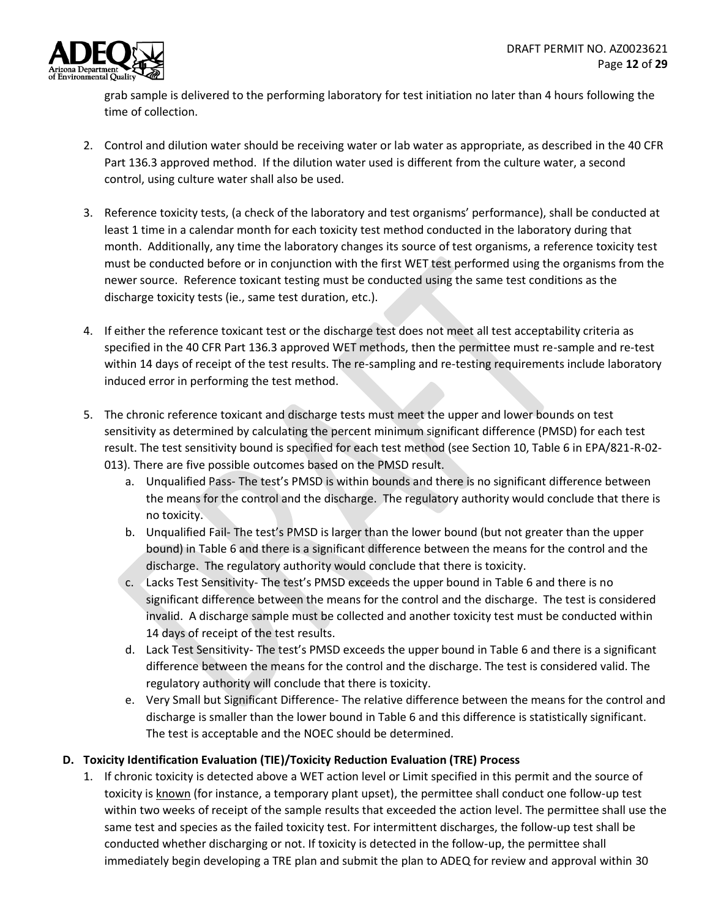grab sample is delivered to the performing laboratory for test initiation no later than 4 hours following the time of collection.

2. Control and dilution water should be receiving water or lab water as appropriate, as described in the 40 CFR Part 136.3 approved method. If the dilution water used is different from the culture water, a second control, using culture water shall also be used.

3. Reference toxicity tests, (a check of the laboratory and test organisms' performance), shall be conducted at least 1 time in a calendar month for each toxicity test method conducted in the laboratory during that month. Additionally, any time the laboratory changes its source of test organisms, a reference toxicity test must be conducted before or in conjunction with the first WET test performed using the organisms from the newer source. Reference toxicant testing must be conducted using the same test conditions as the discharge toxicity tests (ie., same test duration, etc.).

4. If either the reference toxicant test or the discharge test does not meet all test acceptability criteria as specified in the 40 CFR Part 136.3 approved WET methods, then the permittee must re-sample and re-test within 14 days of receipt of the test results. The re-sampling and re-testing requirements include laboratory induced error in performing the test method.

5. The chronic reference toxicant and discharge tests must meet the upper and lower bounds on test sensitivity as determined by calculating the percent minimum significant difference (PMSD) for each test result. The test sensitivity bound is specified for each test method (see Section 10, Table 6 in EPA/821-R-02-013). There are five possible outcomes based on the PMSD result.
   a. Unqualified Pass- The test's PMSD is within bounds and there is no significant difference between the means for the control and the discharge. The regulatory authority would conclude that there is no toxicity.
   b. Unqualified Fail- The test's PMSD is larger than the lower bound (but not greater than the upper bound) in Table 6 and there is a significant difference between the means for the control and the discharge. The regulatory authority would conclude that there is toxicity.
   c. Lacks Test Sensitivity- The test's PMSD exceeds the upper bound in Table 6 and there is no significant difference between the means for the control and the discharge. The test is considered invalid. A discharge sample must be collected and another toxicity test must be conducted within 14 days of receipt of the test results.
   d. Lack Test Sensitivity- The test's PMSD exceeds the upper bound in Table 6 and there is a significant difference between the means for the control and the discharge. The test is considered valid. The regulatory authority will conclude that there is toxicity.
   e. Very Small but Significant Difference- The relative difference between the means for the control and discharge is smaller than the lower bound in Table 6 and this difference is statistically significant. The test is acceptable and the NOEC should be determined.

**D. Toxicity Identification Evaluation (TIE)/Toxicity Reduction Evaluation (TRE) Process**

1. If chronic toxicity is detected above a WET action level or Limit specified in this permit and the source of toxicity is known (for instance, a temporary plant upset), the permittee shall conduct one follow-up test within two weeks of receipt of the sample results that exceeded the action level. The permittee shall use the same test and species as the failed toxicity test. For intermittent discharges, the follow-up test shall be conducted whether discharging or not. If toxicity is detected in the follow-up, the permittee shall immediately begin developing a TRE plan and submit the plan to ADEQ for review and approval within 30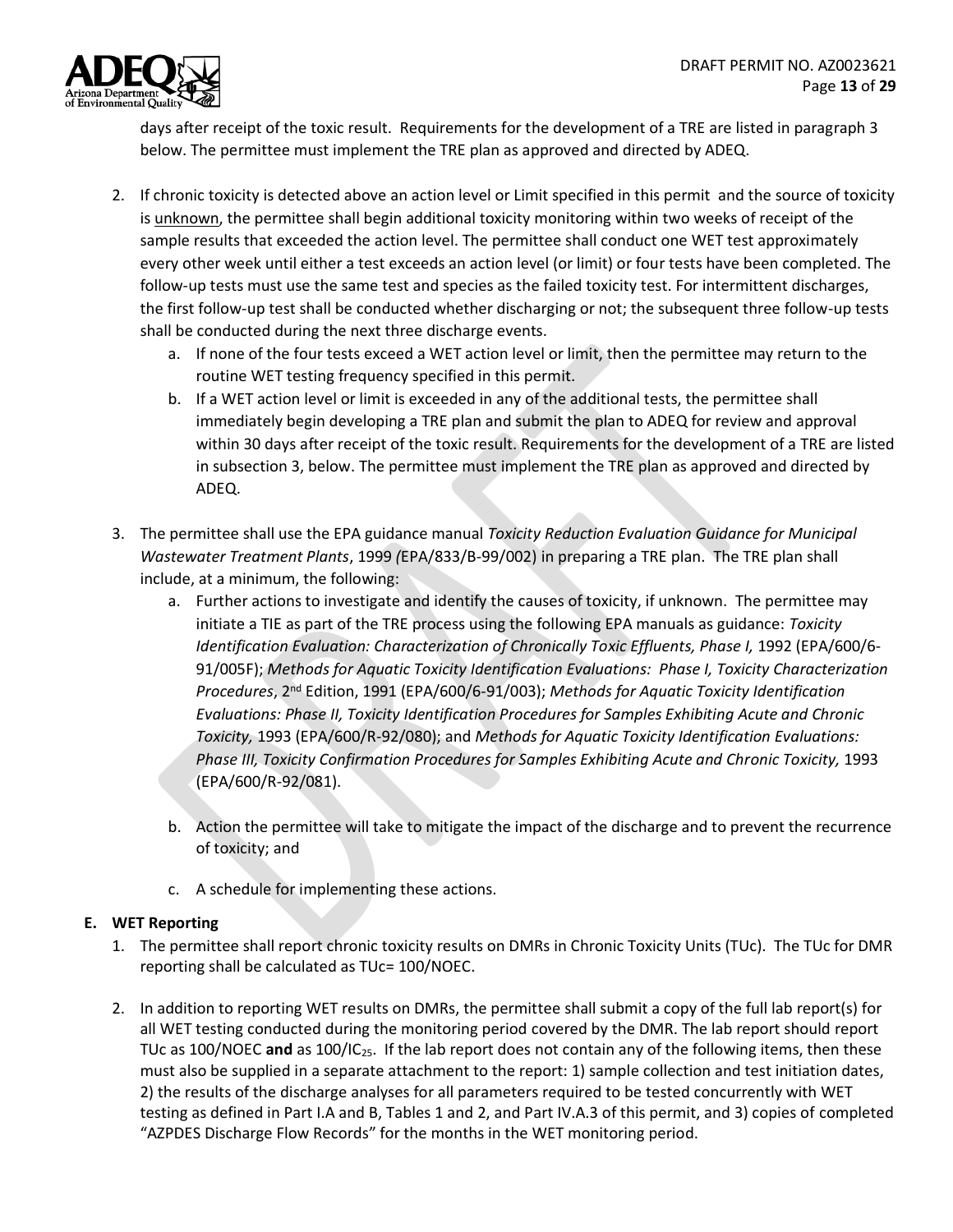days after receipt of the toxic result. Requirements for the development of a TRE are listed in paragraph 3 below. The permittee must implement the TRE plan as approved and directed by ADEQ.

2. If chronic toxicity is detected above an action level or Limit specified in this permit and the source of toxicity is unknown, the permittee shall begin additional toxicity monitoring within two weeks of receipt of the sample results that exceeded the action level. The permittee shall conduct one WET test approximately every other week until either a test exceeds an action level (or limit) or four tests have been completed. The follow-up tests must use the same test and species as the failed toxicity test. For intermittent discharges, the first follow-up test shall be conducted whether discharging or not; the subsequent three follow-up tests shall be conducted during the next three discharge events.
   a. If none of the four tests exceed a WET action level or limit, then the permittee may return to the routine WET testing frequency specified in this permit.
   b. If a WET action level or limit is exceeded in any of the additional tests, the permittee shall immediately begin developing a TRE plan and submit the plan to ADEQ for review and approval within 30 days after receipt of the toxic result. Requirements for the development of a TRE are listed in subsection 3, below. The permittee must implement the TRE plan as approved and directed by ADEQ.

3. The permittee shall use the EPA guidance manual *Toxicity Reduction Evaluation Guidance for Municipal Wastewater Treatment Plants*, 1999 (EPA/833/B-99/002) in preparing a TRE plan. The TRE plan shall include, at a minimum, the following:
   a. Further actions to investigate and identify the causes of toxicity, if unknown. The permittee may initiate a TIE as part of the TRE process using the following EPA manuals as guidance: *Toxicity Identification Evaluation: Characterization of Chronically Toxic Effluents, Phase I,* 1992 (EPA/600/6-91/005F); *Methods for Aquatic Toxicity Identification Evaluations: Phase I, Toxicity Characterization Procedures*, 2nd Edition, 1991 (EPA/600/6-91/003); *Methods for Aquatic Toxicity Identification Evaluations: Phase II, Toxicity Identification Procedures for Samples Exhibiting Acute and Chronic Toxicity,* 1993 (EPA/600/R-92/080); and *Methods for Aquatic Toxicity Identification Evaluations: Phase III, Toxicity Confirmation Procedures for Samples Exhibiting Acute and Chronic Toxicity,* 1993 (EPA/600/R-92/081).

   b. Action the permittee will take to mitigate the impact of the discharge and to prevent the recurrence of toxicity; and

   c. A schedule for implementing these actions.

**E. WET Reporting**

1. The permittee shall report chronic toxicity results on DMRs in Chronic Toxicity Units (TUc). The TUc for DMR reporting shall be calculated as TUc= 100/NOEC.

2. In addition to reporting WET results on DMRs, the permittee shall submit a copy of the full lab report(s) for all WET testing conducted during the monitoring period covered by the DMR. The lab report should report TUc as 100/NOEC **and** as $100/IC_{25}$. If the lab report does not contain any of the following items, then these must also be supplied in a separate attachment to the report: 1) sample collection and test initiation dates, 2) the results of the discharge analyses for all parameters required to be tested concurrently with WET testing as defined in Part I.A and B, Tables 1 and 2, and Part IV.A.3 of this permit, and 3) copies of completed "AZPDES Discharge Flow Records" for the months in the WET monitoring period.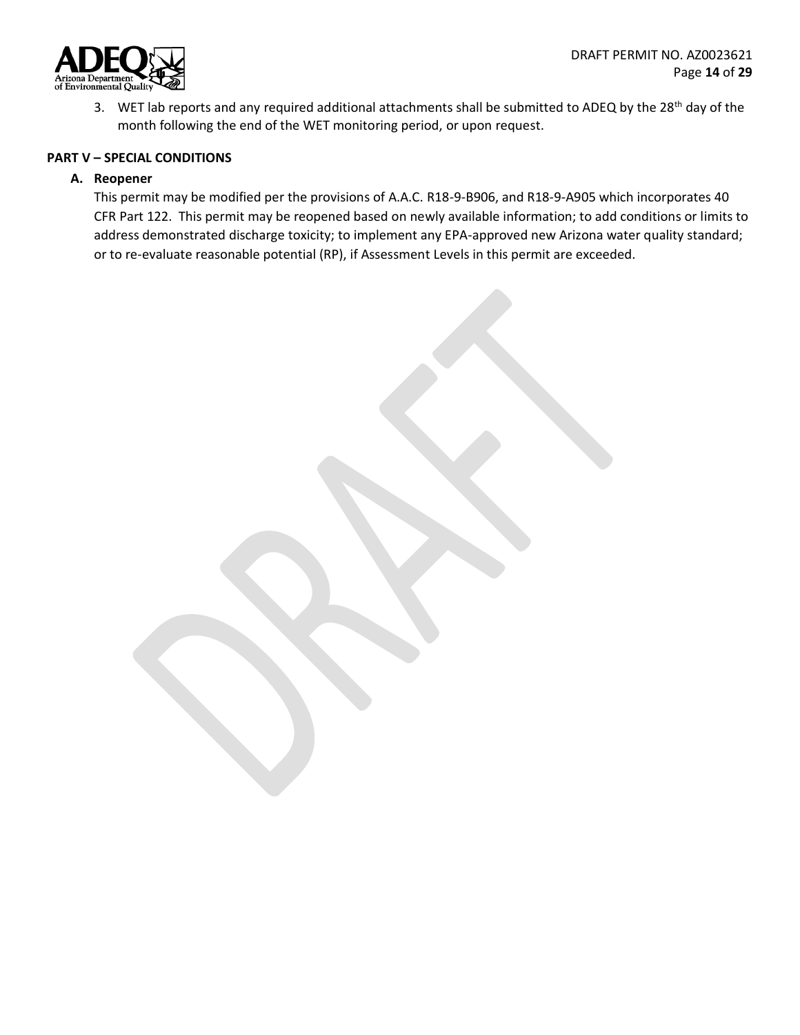3. WET lab reports and any required additional attachments shall be submitted to ADEQ by the 28th day of the month following the end of the WET monitoring period, or upon request.

## PART V – SPECIAL CONDITIONS

### A. Reopener

This permit may be modified per the provisions of A.A.C. R18-9-B906, and R18-9-A905 which incorporates 40 CFR Part 122. This permit may be reopened based on newly available information; to add conditions or limits to address demonstrated discharge toxicity; to implement any EPA-approved new Arizona water quality standard; or to re-evaluate reasonable potential (RP), if Assessment Levels in this permit are exceeded.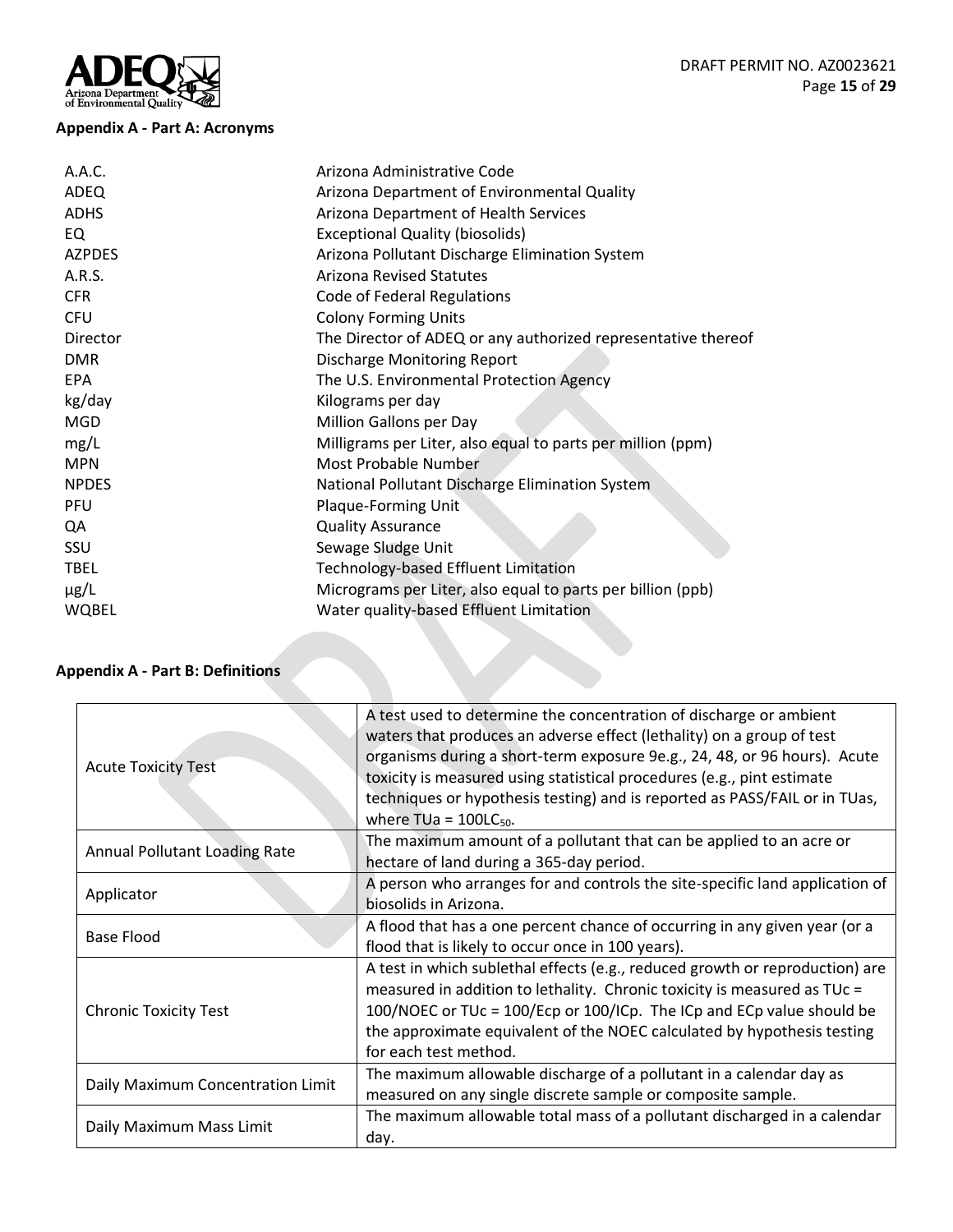### Appendix A - Part A: Acronyms

| | |
|---|---|
| A.A.C. | Arizona Administrative Code |
| ADEQ | Arizona Department of Environmental Quality |
| ADHS | Arizona Department of Health Services |
| EQ | Exceptional Quality (biosolids) |
| AZPDES | Arizona Pollutant Discharge Elimination System |
| A.R.S. | Arizona Revised Statutes |
| CFR | Code of Federal Regulations |
| CFU | Colony Forming Units |
| Director | The Director of ADEQ or any authorized representative thereof |
| DMR | Discharge Monitoring Report |
| EPA | The U.S. Environmental Protection Agency |
| kg/day | Kilograms per day |
| MGD | Million Gallons per Day |
| mg/L | Milligrams per Liter, also equal to parts per million (ppm) |
| MPN | Most Probable Number |
| NPDES | National Pollutant Discharge Elimination System |
| PFU | Plaque-Forming Unit |
| QA | Quality Assurance |
| SSU | Sewage Sludge Unit |
| TBEL | Technology-based Effluent Limitation |
| µg/L | Micrograms per Liter, also equal to parts per billion (ppb) |
| WQBEL | Water quality-based Effluent Limitation |

### Appendix A - Part B: Definitions

| | |
|---|---|
| Acute Toxicity Test | A test used to determine the concentration of discharge or ambient waters that produces an adverse effect (lethality) on a group of test organisms during a short-term exposure 9e.g., 24, 48, or 96 hours). Acute toxicity is measured using statistical procedures (e.g., pint estimate techniques or hypothesis testing) and is reported as PASS/FAIL or in TUas, where TUa = $100LC_{50}$. |
| Annual Pollutant Loading Rate | The maximum amount of a pollutant that can be applied to an acre or hectare of land during a 365-day period. |
| Applicator | A person who arranges for and controls the site-specific land application of biosolids in Arizona. |
| Base Flood | A flood that has a one percent chance of occurring in any given year (or a flood that is likely to occur once in 100 years). |
| Chronic Toxicity Test | A test in which sublethal effects (e.g., reduced growth or reproduction) are measured in addition to lethality. Chronic toxicity is measured as TUc = 100/NOEC or TUc = 100/Ecp or 100/ICp. The ICp and ECp value should be the approximate equivalent of the NOEC calculated by hypothesis testing for each test method. |
| Daily Maximum Concentration Limit | The maximum allowable discharge of a pollutant in a calendar day as measured on any single discrete sample or composite sample. |
| Daily Maximum Mass Limit | The maximum allowable total mass of a pollutant discharged in a calendar day. |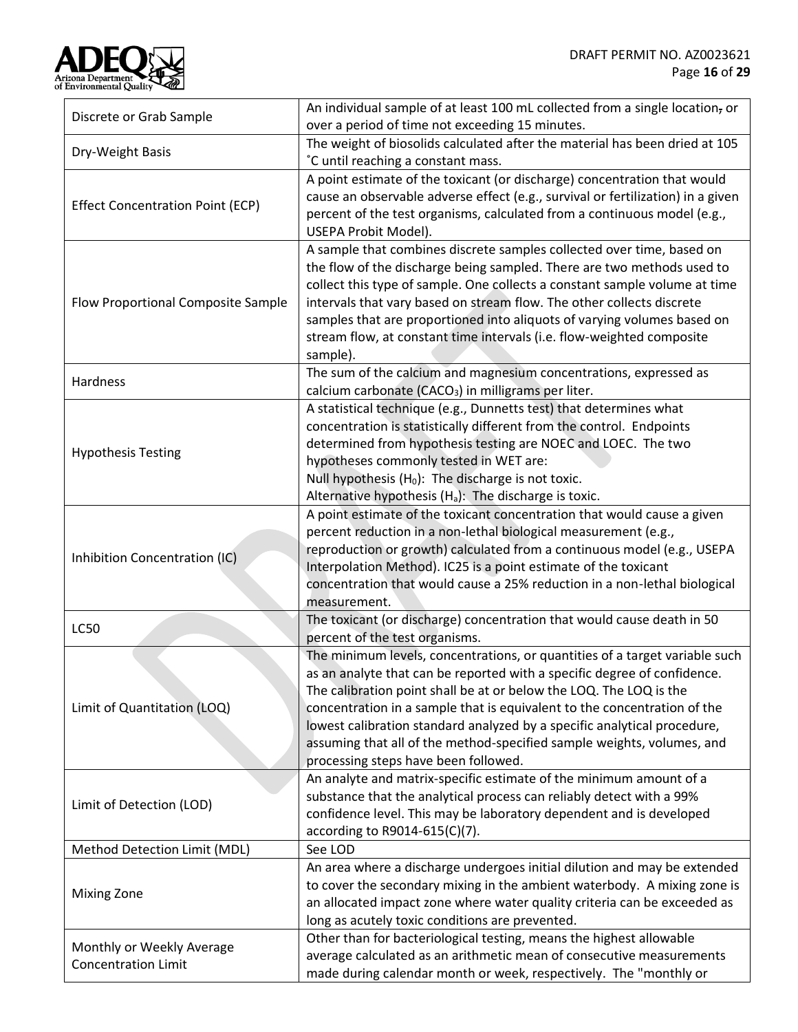| | |
|---|---|
| Discrete or Grab Sample | An individual sample of at least 100 mL collected from a single location, or over a period of time not exceeding 15 minutes. |
| Dry-Weight Basis | The weight of biosolids calculated after the material has been dried at 105 ˚C until reaching a constant mass. |
| Effect Concentration Point (ECP) | A point estimate of the toxicant (or discharge) concentration that would cause an observable adverse effect (e.g., survival or fertilization) in a given percent of the test organisms, calculated from a continuous model (e.g., USEPA Probit Model). |
| Flow Proportional Composite Sample | A sample that combines discrete samples collected over time, based on the flow of the discharge being sampled. There are two methods used to collect this type of sample. One collects a constant sample volume at time intervals that vary based on stream flow. The other collects discrete samples that are proportioned into aliquots of varying volumes based on stream flow, at constant time intervals (i.e. flow-weighted composite sample). |
| Hardness | The sum of the calcium and magnesium concentrations, expressed as calcium carbonate ($CACO_3$) in milligrams per liter. |
| Hypothesis Testing | A statistical technique (e.g., Dunnetts test) that determines what concentration is statistically different from the control. Endpoints determined from hypothesis testing are NOEC and LOEC. The two hypotheses commonly tested in WET are:<br>Null hypothesis ($H_0$): The discharge is not toxic.<br>Alternative hypothesis ($H_a$): The discharge is toxic. |
| Inhibition Concentration (IC) | A point estimate of the toxicant concentration that would cause a given percent reduction in a non-lethal biological measurement (e.g., reproduction or growth) calculated from a continuous model (e.g., USEPA Interpolation Method). IC25 is a point estimate of the toxicant concentration that would cause a 25% reduction in a non-lethal biological measurement. |
| LC50 | The toxicant (or discharge) concentration that would cause death in 50 percent of the test organisms. |
| Limit of Quantitation (LOQ) | The minimum levels, concentrations, or quantities of a target variable such as an analyte that can be reported with a specific degree of confidence. The calibration point shall be at or below the LOQ. The LOQ is the concentration in a sample that is equivalent to the concentration of the lowest calibration standard analyzed by a specific analytical procedure, assuming that all of the method-specified sample weights, volumes, and processing steps have been followed. |
| Limit of Detection (LOD) | An analyte and matrix-specific estimate of the minimum amount of a substance that the analytical process can reliably detect with a 99% confidence level. This may be laboratory dependent and is developed according to R9014-615(C)(7). |
| Method Detection Limit (MDL) | See LOD |
| Mixing Zone | An area where a discharge undergoes initial dilution and may be extended to cover the secondary mixing in the ambient waterbody. A mixing zone is an allocated impact zone where water quality criteria can be exceeded as long as acutely toxic conditions are prevented. |
| Monthly or Weekly Average Concentration Limit | Other than for bacteriological testing, means the highest allowable average calculated as an arithmetic mean of consecutive measurements made during calendar month or week, respectively. The "monthly or |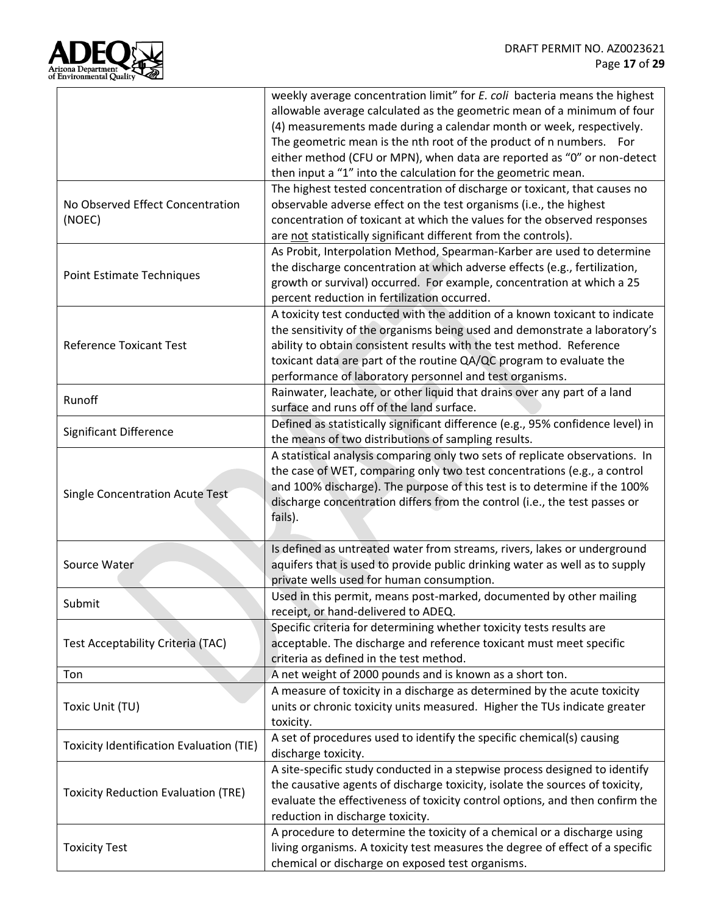| | |
|---|---|
| | weekly average concentration limit" for *E. coli* bacteria means the highest allowable average calculated as the geometric mean of a minimum of four (4) measurements made during a calendar month or week, respectively. The geometric mean is the nth root of the product of n numbers. For either method (CFU or MPN), when data are reported as "0" or non-detect then input a "1" into the calculation for the geometric mean. |
| No Observed Effect Concentration (NOEC) | The highest tested concentration of discharge or toxicant, that causes no observable adverse effect on the test organisms (i.e., the highest concentration of toxicant at which the values for the observed responses are <u>not</u> statistically significant different from the controls). |
| Point Estimate Techniques | As Probit, Interpolation Method, Spearman-Karber are used to determine the discharge concentration at which adverse effects (e.g., fertilization, growth or survival) occurred. For example, concentration at which a 25 percent reduction in fertilization occurred. |
| Reference Toxicant Test | A toxicity test conducted with the addition of a known toxicant to indicate the sensitivity of the organisms being used and demonstrate a laboratory's ability to obtain consistent results with the test method. Reference toxicant data are part of the routine QA/QC program to evaluate the performance of laboratory personnel and test organisms. |
| Runoff | Rainwater, leachate, or other liquid that drains over any part of a land surface and runs off of the land surface. |
| Significant Difference | Defined as statistically significant difference (e.g., 95% confidence level) in the means of two distributions of sampling results. |
| Single Concentration Acute Test | A statistical analysis comparing only two sets of replicate observations. In the case of WET, comparing only two test concentrations (e.g., a control and 100% discharge). The purpose of this test is to determine if the 100% discharge concentration differs from the control (i.e., the test passes or fails). |
| Source Water | Is defined as untreated water from streams, rivers, lakes or underground aquifers that is used to provide public drinking water as well as to supply private wells used for human consumption. |
| Submit | Used in this permit, means post-marked, documented by other mailing receipt, or hand-delivered to ADEQ. |
| Test Acceptability Criteria (TAC) | Specific criteria for determining whether toxicity tests results are acceptable. The discharge and reference toxicant must meet specific criteria as defined in the test method. |
| Ton | A net weight of 2000 pounds and is known as a short ton. |
| Toxic Unit (TU) | A measure of toxicity in a discharge as determined by the acute toxicity units or chronic toxicity units measured. Higher the TUs indicate greater toxicity. |
| Toxicity Identification Evaluation (TIE) | A set of procedures used to identify the specific chemical(s) causing discharge toxicity. |
| Toxicity Reduction Evaluation (TRE) | A site-specific study conducted in a stepwise process designed to identify the causative agents of discharge toxicity, isolate the sources of toxicity, evaluate the effectiveness of toxicity control options, and then confirm the reduction in discharge toxicity. |
| Toxicity Test | A procedure to determine the toxicity of a chemical or a discharge using living organisms. A toxicity test measures the degree of effect of a specific chemical or discharge on exposed test organisms. |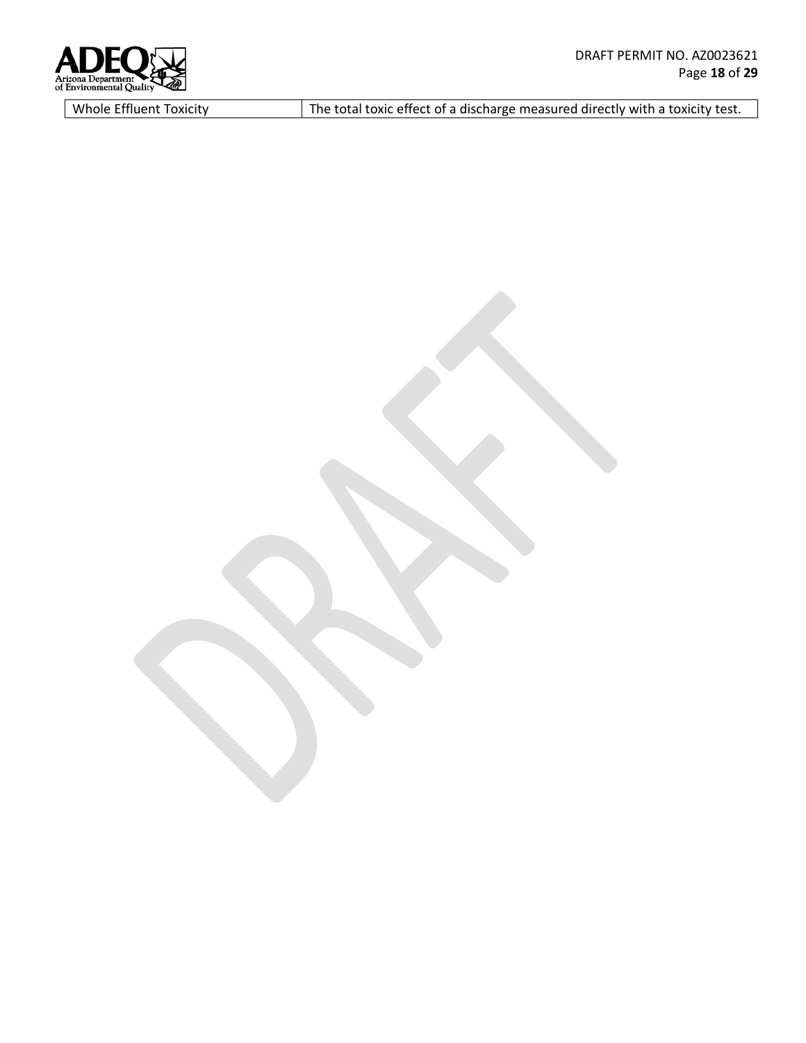| Whole Effluent Toxicity | The total toxic effect of a discharge measured directly with a toxicity test. |
|---|---|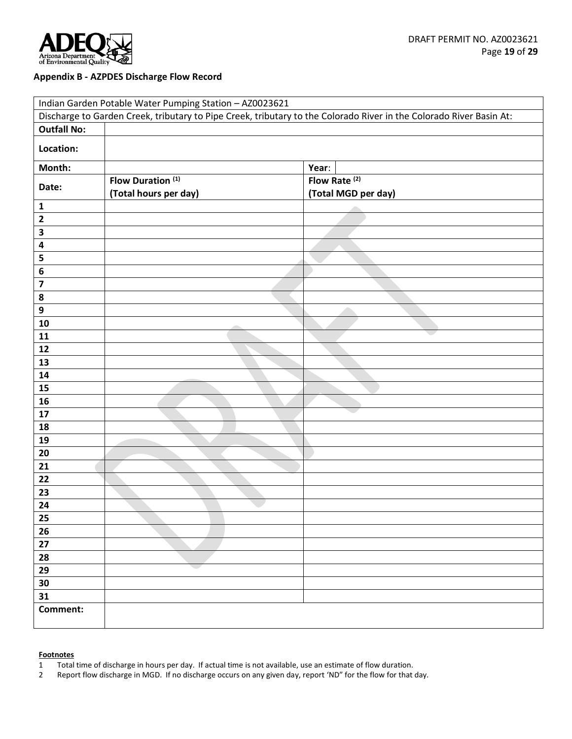**Appendix B - AZPDES Discharge Flow Record**

| Indian Garden Potable Water Pumping Station – AZ0023621 | | | |
|---|---|---|---|
| Discharge to Garden Creek, tributary to Pipe Creek, tributary to the Colorado River in the Colorado River Basin At: | | | |
| **Outfall No:** | | | |
| **Location:** | | | |
| **Month:** | | **Year**: | |
| **Date:** | **Flow Duration [1] (Total hours per day)** | **Flow Rate [2] (Total MGD per day)** | |
| **1** | | | |
| **2** | | | |
| **3** | | | |
| **4** | | | |
| **5** | | | |
| **6** | | | |
| **7** | | | |
| **8** | | | |
| **9** | | | |
| **10** | | | |
| **11** | | | |
| **12** | | | |
| **13** | | | |
| **14** | | | |
| **15** | | | |
| **16** | | | |
| **17** | | | |
| **18** | | | |
| **19** | | | |
| **20** | | | |
| **21** | | | |
| **22** | | | |
| **23** | | | |
| **24** | | | |
| **25** | | | |
| **26** | | | |
| **27** | | | |
| **28** | | | |
| **29** | | | |
| **30** | | | |
| **31** | | | |
| **Comment:** | | | |

**Footnotes**

1 Total time of discharge in hours per day. If actual time is not available, use an estimate of flow duration.

2 Report flow discharge in MGD. If no discharge occurs on any given day, report 'ND" for the flow for that day.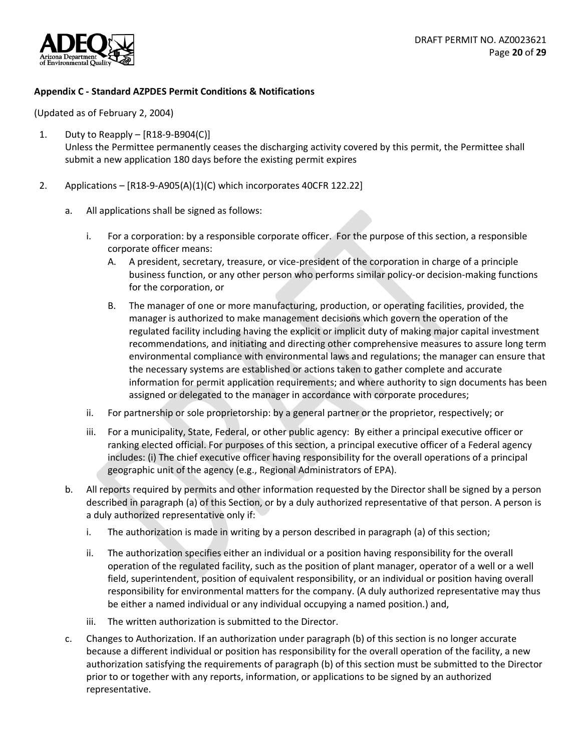**Appendix C - Standard AZPDES Permit Conditions & Notifications**

(Updated as of February 2, 2004)

1. Duty to Reapply – [R18-9-B904(C)]
   Unless the Permittee permanently ceases the discharging activity covered by this permit, the Permittee shall submit a new application 180 days before the existing permit expires

2. Applications – [R18-9-A905(A)(1)(C) which incorporates 40CFR 122.22]

   a. All applications shall be signed as follows:

      i. For a corporation: by a responsible corporate officer. For the purpose of this section, a responsible corporate officer means:

         A. A president, secretary, treasure, or vice-president of the corporation in charge of a principle business function, or any other person who performs similar policy-or decision-making functions for the corporation, or

         B. The manager of one or more manufacturing, production, or operating facilities, provided, the manager is authorized to make management decisions which govern the operation of the regulated facility including having the explicit or implicit duty of making major capital investment recommendations, and initiating and directing other comprehensive measures to assure long term environmental compliance with environmental laws and regulations; the manager can ensure that the necessary systems are established or actions taken to gather complete and accurate information for permit application requirements; and where authority to sign documents has been assigned or delegated to the manager in accordance with corporate procedures;

      ii. For partnership or sole proprietorship: by a general partner or the proprietor, respectively; or

      iii. For a municipality, State, Federal, or other public agency: By either a principal executive officer or ranking elected official. For purposes of this section, a principal executive officer of a Federal agency includes: (i) The chief executive officer having responsibility for the overall operations of a principal geographic unit of the agency (e.g., Regional Administrators of EPA).

   b. All reports required by permits and other information requested by the Director shall be signed by a person described in paragraph (a) of this Section, or by a duly authorized representative of that person. A person is a duly authorized representative only if:

      i. The authorization is made in writing by a person described in paragraph (a) of this section;

      ii. The authorization specifies either an individual or a position having responsibility for the overall operation of the regulated facility, such as the position of plant manager, operator of a well or a well field, superintendent, position of equivalent responsibility, or an individual or position having overall responsibility for environmental matters for the company. (A duly authorized representative may thus be either a named individual or any individual occupying a named position.) and,

      iii. The written authorization is submitted to the Director.

   c. Changes to Authorization. If an authorization under paragraph (b) of this section is no longer accurate because a different individual or position has responsibility for the overall operation of the facility, a new authorization satisfying the requirements of paragraph (b) of this section must be submitted to the Director prior to or together with any reports, information, or applications to be signed by an authorized representative.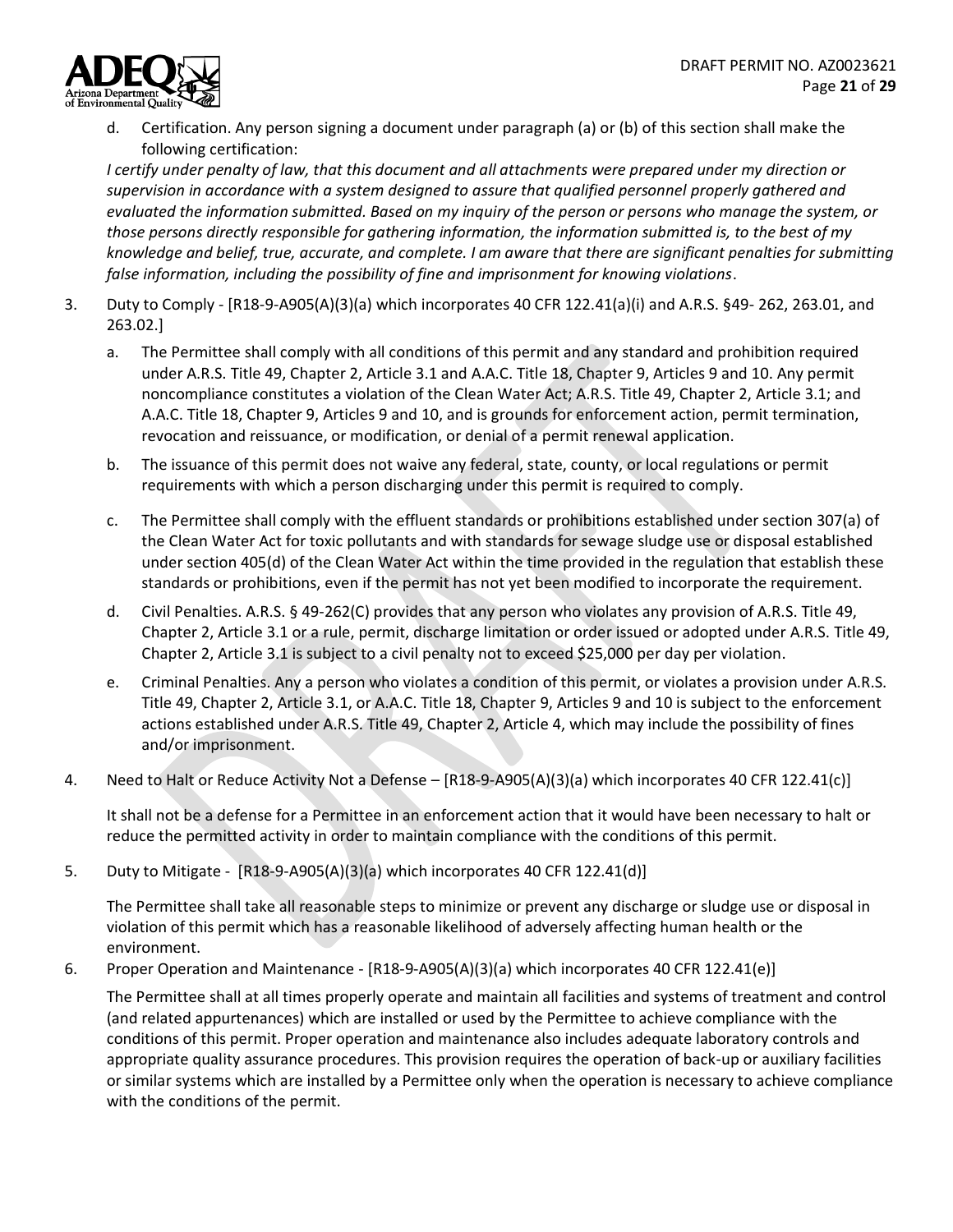d. Certification. Any person signing a document under paragraph (a) or (b) of this section shall make the following certification:

*I certify under penalty of law, that this document and all attachments were prepared under my direction or supervision in accordance with a system designed to assure that qualified personnel properly gathered and evaluated the information submitted. Based on my inquiry of the person or persons who manage the system, or those persons directly responsible for gathering information, the information submitted is, to the best of my knowledge and belief, true, accurate, and complete. I am aware that there are significant penalties for submitting false information, including the possibility of fine and imprisonment for knowing violations*.

3. Duty to Comply - [R18-9-A905(A)(3)(a) which incorporates 40 CFR 122.41(a)(i) and A.R.S. §49- 262, 263.01, and 263.02.]

   a. The Permittee shall comply with all conditions of this permit and any standard and prohibition required under A.R.S. Title 49, Chapter 2, Article 3.1 and A.A.C. Title 18, Chapter 9, Articles 9 and 10. Any permit noncompliance constitutes a violation of the Clean Water Act; A.R.S. Title 49, Chapter 2, Article 3.1; and A.A.C. Title 18, Chapter 9, Articles 9 and 10, and is grounds for enforcement action, permit termination, revocation and reissuance, or modification, or denial of a permit renewal application.

   b. The issuance of this permit does not waive any federal, state, county, or local regulations or permit requirements with which a person discharging under this permit is required to comply.

   c. The Permittee shall comply with the effluent standards or prohibitions established under section 307(a) of the Clean Water Act for toxic pollutants and with standards for sewage sludge use or disposal established under section 405(d) of the Clean Water Act within the time provided in the regulation that establish these standards or prohibitions, even if the permit has not yet been modified to incorporate the requirement.

   d. Civil Penalties. A.R.S. § 49-262(C) provides that any person who violates any provision of A.R.S. Title 49, Chapter 2, Article 3.1 or a rule, permit, discharge limitation or order issued or adopted under A.R.S. Title 49, Chapter 2, Article 3.1 is subject to a civil penalty not to exceed $25,000 per day per violation.

   e. Criminal Penalties. Any a person who violates a condition of this permit, or violates a provision under A.R.S. Title 49, Chapter 2, Article 3.1, or A.A.C. Title 18, Chapter 9, Articles 9 and 10 is subject to the enforcement actions established under A.R.S. Title 49, Chapter 2, Article 4, which may include the possibility of fines and/or imprisonment.

4. Need to Halt or Reduce Activity Not a Defense – [R18-9-A905(A)(3)(a) which incorporates 40 CFR 122.41(c)]

   It shall not be a defense for a Permittee in an enforcement action that it would have been necessary to halt or reduce the permitted activity in order to maintain compliance with the conditions of this permit.

5. Duty to Mitigate - [R18-9-A905(A)(3)(a) which incorporates 40 CFR 122.41(d)]

   The Permittee shall take all reasonable steps to minimize or prevent any discharge or sludge use or disposal in violation of this permit which has a reasonable likelihood of adversely affecting human health or the environment.

6. Proper Operation and Maintenance - [R18-9-A905(A)(3)(a) which incorporates 40 CFR 122.41(e)]

   The Permittee shall at all times properly operate and maintain all facilities and systems of treatment and control (and related appurtenances) which are installed or used by the Permittee to achieve compliance with the conditions of this permit. Proper operation and maintenance also includes adequate laboratory controls and appropriate quality assurance procedures. This provision requires the operation of back-up or auxiliary facilities or similar systems which are installed by a Permittee only when the operation is necessary to achieve compliance with the conditions of the permit.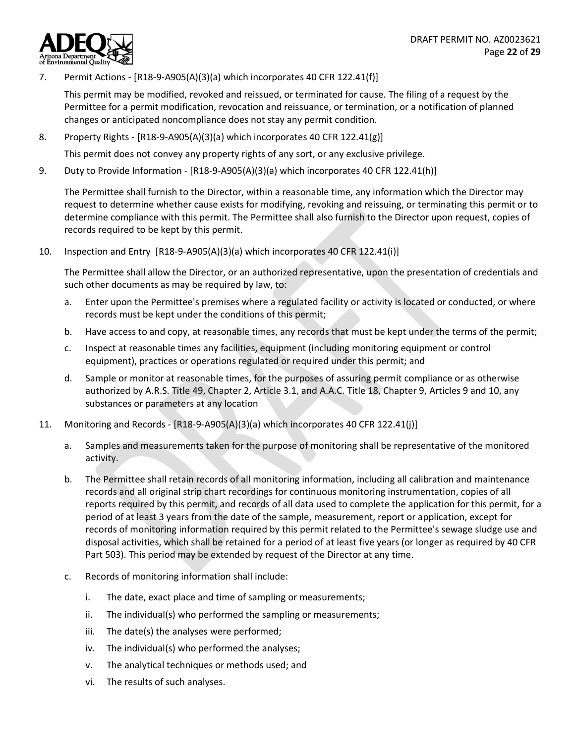7. Permit Actions - [R18-9-A905(A)(3)(a) which incorporates 40 CFR 122.41(f)]

   This permit may be modified, revoked and reissued, or terminated for cause. The filing of a request by the Permittee for a permit modification, revocation and reissuance, or termination, or a notification of planned changes or anticipated noncompliance does not stay any permit condition.

8. Property Rights - [R18-9-A905(A)(3)(a) which incorporates 40 CFR 122.41(g)]

   This permit does not convey any property rights of any sort, or any exclusive privilege.

9. Duty to Provide Information - [R18-9-A905(A)(3)(a) which incorporates 40 CFR 122.41(h)]

   The Permittee shall furnish to the Director, within a reasonable time, any information which the Director may request to determine whether cause exists for modifying, revoking and reissuing, or terminating this permit or to determine compliance with this permit. The Permittee shall also furnish to the Director upon request, copies of records required to be kept by this permit.

10. Inspection and Entry [R18-9-A905(A)(3)(a) which incorporates 40 CFR 122.41(i)]

    The Permittee shall allow the Director, or an authorized representative, upon the presentation of credentials and such other documents as may be required by law, to:

    a. Enter upon the Permittee's premises where a regulated facility or activity is located or conducted, or where records must be kept under the conditions of this permit;
    b. Have access to and copy, at reasonable times, any records that must be kept under the terms of the permit;
    c. Inspect at reasonable times any facilities, equipment (including monitoring equipment or control equipment), practices or operations regulated or required under this permit; and
    d. Sample or monitor at reasonable times, for the purposes of assuring permit compliance or as otherwise authorized by A.R.S. Title 49, Chapter 2, Article 3.1, and A.A.C. Title 18, Chapter 9, Articles 9 and 10, any substances or parameters at any location

11. Monitoring and Records - [R18-9-A905(A)(3)(a) which incorporates 40 CFR 122.41(j)]

    a. Samples and measurements taken for the purpose of monitoring shall be representative of the monitored activity.
    b. The Permittee shall retain records of all monitoring information, including all calibration and maintenance records and all original strip chart recordings for continuous monitoring instrumentation, copies of all reports required by this permit, and records of all data used to complete the application for this permit, for a period of at least 3 years from the date of the sample, measurement, report or application, except for records of monitoring information required by this permit related to the Permittee's sewage sludge use and disposal activities, which shall be retained for a period of at least five years (or longer as required by 40 CFR Part 503). This period may be extended by request of the Director at any time.
    c. Records of monitoring information shall include:
       i. The date, exact place and time of sampling or measurements;
       ii. The individual(s) who performed the sampling or measurements;
       iii. The date(s) the analyses were performed;
       iv. The individual(s) who performed the analyses;
       v. The analytical techniques or methods used; and
       vi. The results of such analyses.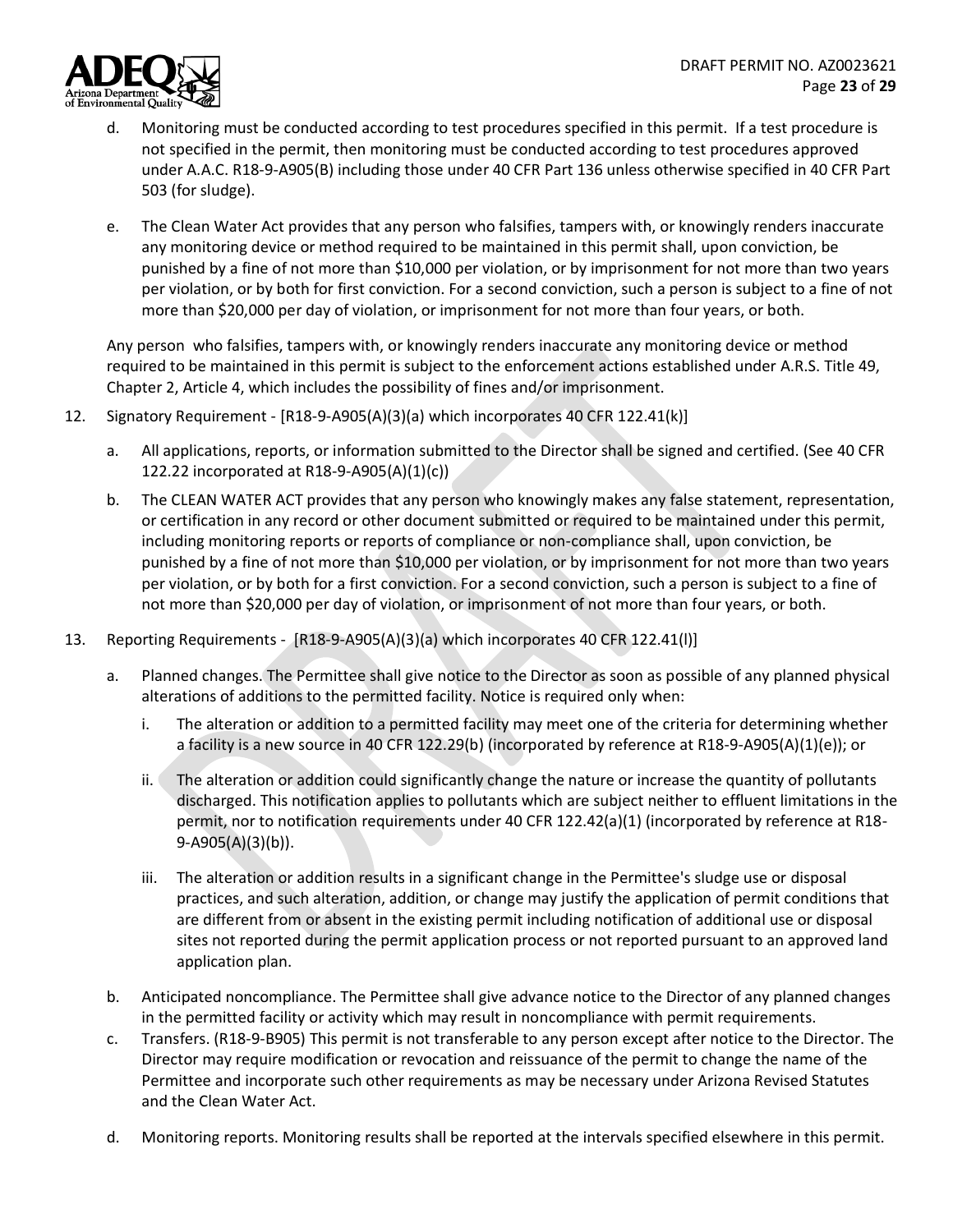d. Monitoring must be conducted according to test procedures specified in this permit. If a test procedure is not specified in the permit, then monitoring must be conducted according to test procedures approved under A.A.C. R18-9-A905(B) including those under 40 CFR Part 136 unless otherwise specified in 40 CFR Part 503 (for sludge).

e. The Clean Water Act provides that any person who falsifies, tampers with, or knowingly renders inaccurate any monitoring device or method required to be maintained in this permit shall, upon conviction, be punished by a fine of not more than $10,000 per violation, or by imprisonment for not more than two years per violation, or by both for first conviction. For a second conviction, such a person is subject to a fine of not more than $20,000 per day of violation, or imprisonment for not more than four years, or both.

Any person who falsifies, tampers with, or knowingly renders inaccurate any monitoring device or method required to be maintained in this permit is subject to the enforcement actions established under A.R.S. Title 49, Chapter 2, Article 4, which includes the possibility of fines and/or imprisonment.

12. Signatory Requirement - [R18-9-A905(A)(3)(a) which incorporates 40 CFR 122.41(k)]

    a. All applications, reports, or information submitted to the Director shall be signed and certified. (See 40 CFR 122.22 incorporated at R18-9-A905(A)(1)(c))

    b. The CLEAN WATER ACT provides that any person who knowingly makes any false statement, representation, or certification in any record or other document submitted or required to be maintained under this permit, including monitoring reports or reports of compliance or non-compliance shall, upon conviction, be punished by a fine of not more than $10,000 per violation, or by imprisonment for not more than two years per violation, or by both for a first conviction. For a second conviction, such a person is subject to a fine of not more than $20,000 per day of violation, or imprisonment of not more than four years, or both.

13. Reporting Requirements - [R18-9-A905(A)(3)(a) which incorporates 40 CFR 122.41(l)]

    a. Planned changes. The Permittee shall give notice to the Director as soon as possible of any planned physical alterations of additions to the permitted facility. Notice is required only when:

        i. The alteration or addition to a permitted facility may meet one of the criteria for determining whether a facility is a new source in 40 CFR 122.29(b) (incorporated by reference at R18-9-A905(A)(1)(e)); or

        ii. The alteration or addition could significantly change the nature or increase the quantity of pollutants discharged. This notification applies to pollutants which are subject neither to effluent limitations in the permit, nor to notification requirements under 40 CFR 122.42(a)(1) (incorporated by reference at R18-9-A905(A)(3)(b)).

        iii. The alteration or addition results in a significant change in the Permittee's sludge use or disposal practices, and such alteration, addition, or change may justify the application of permit conditions that are different from or absent in the existing permit including notification of additional use or disposal sites not reported during the permit application process or not reported pursuant to an approved land application plan.

    b. Anticipated noncompliance. The Permittee shall give advance notice to the Director of any planned changes in the permitted facility or activity which may result in noncompliance with permit requirements.

    c. Transfers. (R18-9-B905) This permit is not transferable to any person except after notice to the Director. The Director may require modification or revocation and reissuance of the permit to change the name of the Permittee and incorporate such other requirements as may be necessary under Arizona Revised Statutes and the Clean Water Act.

    d. Monitoring reports. Monitoring results shall be reported at the intervals specified elsewhere in this permit.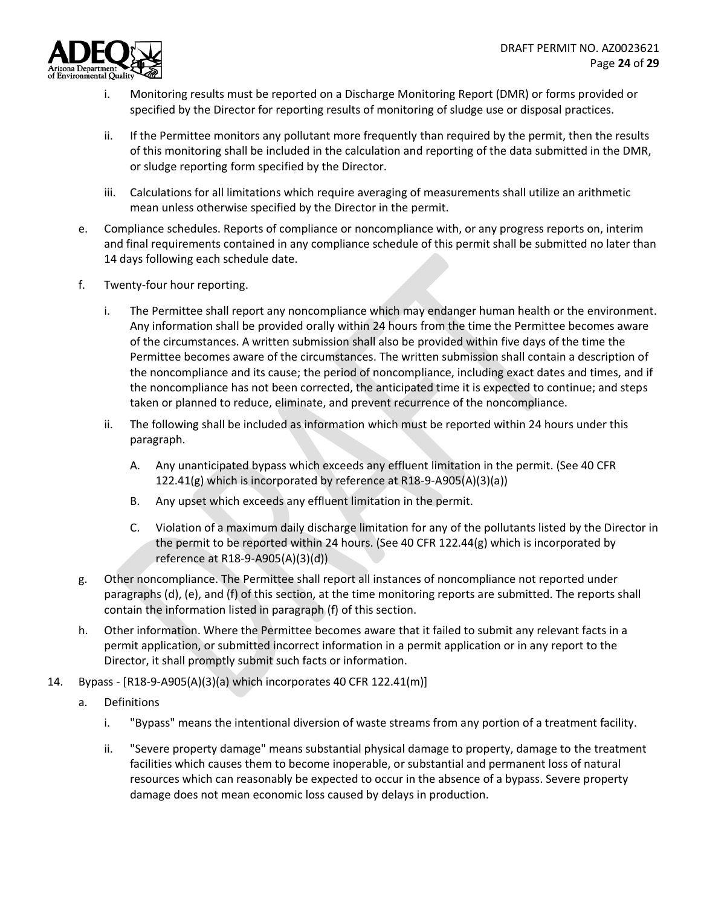i. Monitoring results must be reported on a Discharge Monitoring Report (DMR) or forms provided or specified by the Director for reporting results of monitoring of sludge use or disposal practices.

ii. If the Permittee monitors any pollutant more frequently than required by the permit, then the results of this monitoring shall be included in the calculation and reporting of the data submitted in the DMR, or sludge reporting form specified by the Director.

iii. Calculations for all limitations which require averaging of measurements shall utilize an arithmetic mean unless otherwise specified by the Director in the permit.

e. Compliance schedules. Reports of compliance or noncompliance with, or any progress reports on, interim and final requirements contained in any compliance schedule of this permit shall be submitted no later than 14 days following each schedule date.

f. Twenty-four hour reporting.

i. The Permittee shall report any noncompliance which may endanger human health or the environment. Any information shall be provided orally within 24 hours from the time the Permittee becomes aware of the circumstances. A written submission shall also be provided within five days of the time the Permittee becomes aware of the circumstances. The written submission shall contain a description of the noncompliance and its cause; the period of noncompliance, including exact dates and times, and if the noncompliance has not been corrected, the anticipated time it is expected to continue; and steps taken or planned to reduce, eliminate, and prevent recurrence of the noncompliance.

ii. The following shall be included as information which must be reported within 24 hours under this paragraph.

A. Any unanticipated bypass which exceeds any effluent limitation in the permit. (See 40 CFR 122.41(g) which is incorporated by reference at R18-9-A905(A)(3)(a))

B. Any upset which exceeds any effluent limitation in the permit.

C. Violation of a maximum daily discharge limitation for any of the pollutants listed by the Director in the permit to be reported within 24 hours. (See 40 CFR 122.44(g) which is incorporated by reference at R18-9-A905(A)(3)(d))

g. Other noncompliance. The Permittee shall report all instances of noncompliance not reported under paragraphs (d), (e), and (f) of this section, at the time monitoring reports are submitted. The reports shall contain the information listed in paragraph (f) of this section.

h. Other information. Where the Permittee becomes aware that it failed to submit any relevant facts in a permit application, or submitted incorrect information in a permit application or in any report to the Director, it shall promptly submit such facts or information.

14. Bypass - [R18-9-A905(A)(3)(a) which incorporates 40 CFR 122.41(m)]

a. Definitions

i. "Bypass" means the intentional diversion of waste streams from any portion of a treatment facility.

ii. "Severe property damage" means substantial physical damage to property, damage to the treatment facilities which causes them to become inoperable, or substantial and permanent loss of natural resources which can reasonably be expected to occur in the absence of a bypass. Severe property damage does not mean economic loss caused by delays in production.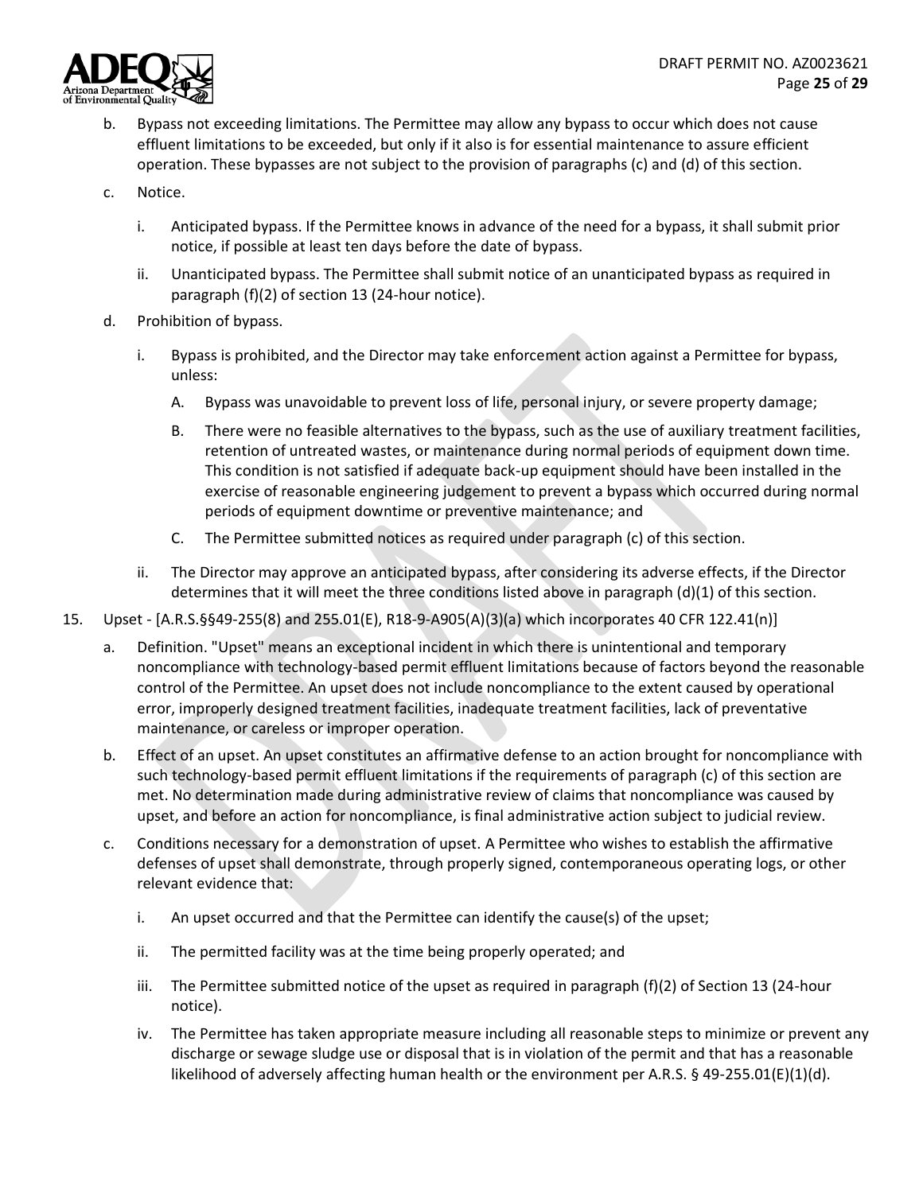b. Bypass not exceeding limitations. The Permittee may allow any bypass to occur which does not cause effluent limitations to be exceeded, but only if it also is for essential maintenance to assure efficient operation. These bypasses are not subject to the provision of paragraphs (c) and (d) of this section.

c. Notice.

   i. Anticipated bypass. If the Permittee knows in advance of the need for a bypass, it shall submit prior notice, if possible at least ten days before the date of bypass.

   ii. Unanticipated bypass. The Permittee shall submit notice of an unanticipated bypass as required in paragraph (f)(2) of section 13 (24-hour notice).

d. Prohibition of bypass.

   i. Bypass is prohibited, and the Director may take enforcement action against a Permittee for bypass, unless:

      A. Bypass was unavoidable to prevent loss of life, personal injury, or severe property damage;

      B. There were no feasible alternatives to the bypass, such as the use of auxiliary treatment facilities, retention of untreated wastes, or maintenance during normal periods of equipment down time. This condition is not satisfied if adequate back-up equipment should have been installed in the exercise of reasonable engineering judgement to prevent a bypass which occurred during normal periods of equipment downtime or preventive maintenance; and

      C. The Permittee submitted notices as required under paragraph (c) of this section.

   ii. The Director may approve an anticipated bypass, after considering its adverse effects, if the Director determines that it will meet the three conditions listed above in paragraph (d)(1) of this section.

15. Upset - [A.R.S.§§49-255(8) and 255.01(E), R18-9-A905(A)(3)(a) which incorporates 40 CFR 122.41(n)]

   a. Definition. "Upset" means an exceptional incident in which there is unintentional and temporary noncompliance with technology-based permit effluent limitations because of factors beyond the reasonable control of the Permittee. An upset does not include noncompliance to the extent caused by operational error, improperly designed treatment facilities, inadequate treatment facilities, lack of preventative maintenance, or careless or improper operation.

   b. Effect of an upset. An upset constitutes an affirmative defense to an action brought for noncompliance with such technology-based permit effluent limitations if the requirements of paragraph (c) of this section are met. No determination made during administrative review of claims that noncompliance was caused by upset, and before an action for noncompliance, is final administrative action subject to judicial review.

   c. Conditions necessary for a demonstration of upset. A Permittee who wishes to establish the affirmative defenses of upset shall demonstrate, through properly signed, contemporaneous operating logs, or other relevant evidence that:

      i. An upset occurred and that the Permittee can identify the cause(s) of the upset;

      ii. The permitted facility was at the time being properly operated; and

      iii. The Permittee submitted notice of the upset as required in paragraph (f)(2) of Section 13 (24-hour notice).

      iv. The Permittee has taken appropriate measure including all reasonable steps to minimize or prevent any discharge or sewage sludge use or disposal that is in violation of the permit and that has a reasonable likelihood of adversely affecting human health or the environment per A.R.S. § 49-255.01(E)(1)(d).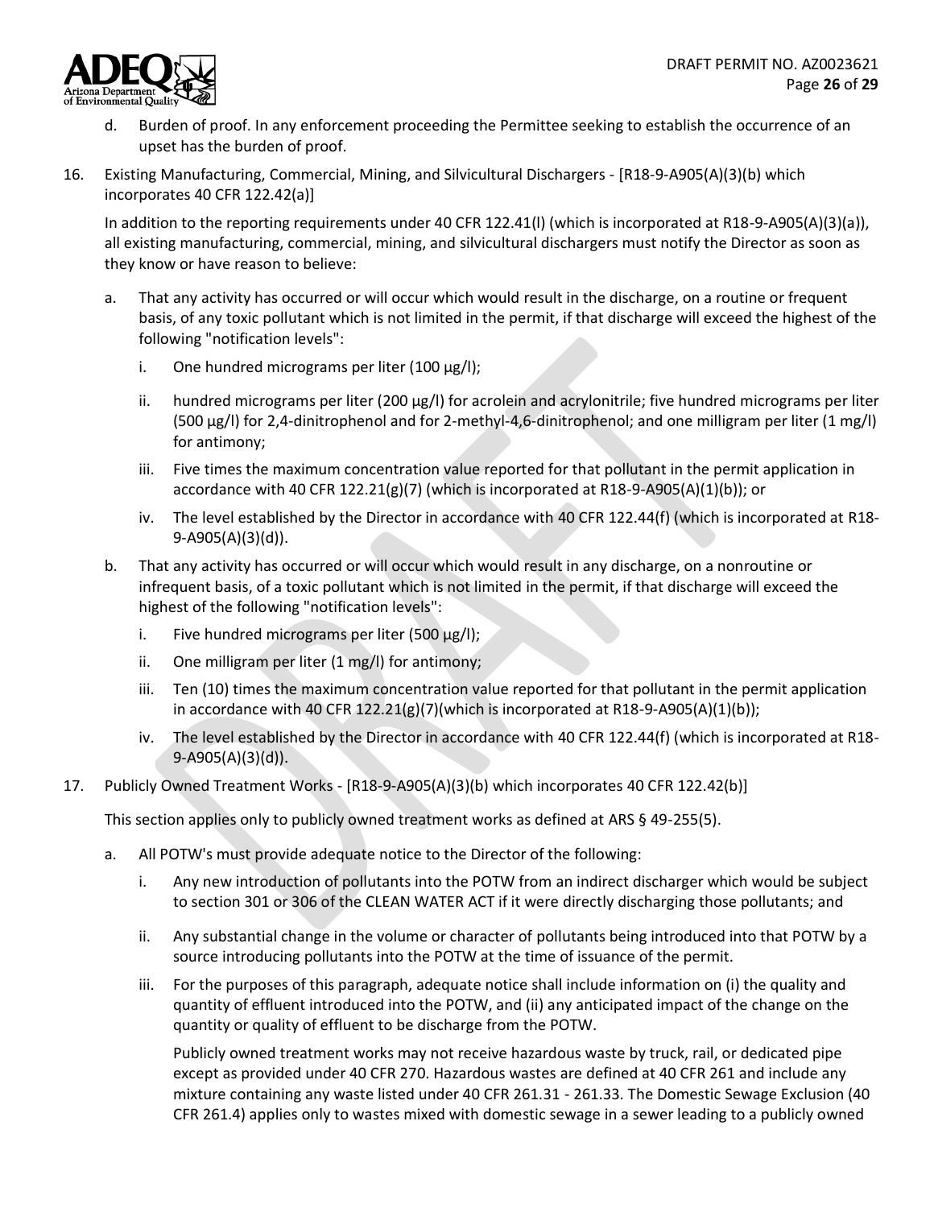d. Burden of proof. In any enforcement proceeding the Permittee seeking to establish the occurrence of an upset has the burden of proof.

16. Existing Manufacturing, Commercial, Mining, and Silvicultural Dischargers - [R18-9-A905(A)(3)(b) which incorporates 40 CFR 122.42(a)]

    In addition to the reporting requirements under 40 CFR 122.41(l) (which is incorporated at R18-9-A905(A)(3)(a)), all existing manufacturing, commercial, mining, and silvicultural dischargers must notify the Director as soon as they know or have reason to believe:

    a. That any activity has occurred or will occur which would result in the discharge, on a routine or frequent basis, of any toxic pollutant which is not limited in the permit, if that discharge will exceed the highest of the following "notification levels":

       i. One hundred micrograms per liter (100 µg/l);

       ii. hundred micrograms per liter (200 µg/l) for acrolein and acrylonitrile; five hundred micrograms per liter (500 µg/l) for 2,4-dinitrophenol and for 2-methyl-4,6-dinitrophenol; and one milligram per liter (1 mg/l) for antimony;

       iii. Five times the maximum concentration value reported for that pollutant in the permit application in accordance with 40 CFR 122.21(g)(7) (which is incorporated at R18-9-A905(A)(1)(b)); or

       iv. The level established by the Director in accordance with 40 CFR 122.44(f) (which is incorporated at R18-9-A905(A)(3)(d)).

    b. That any activity has occurred or will occur which would result in any discharge, on a nonroutine or infrequent basis, of a toxic pollutant which is not limited in the permit, if that discharge will exceed the highest of the following "notification levels":

       i. Five hundred micrograms per liter (500 µg/l);

       ii. One milligram per liter (1 mg/l) for antimony;

       iii. Ten (10) times the maximum concentration value reported for that pollutant in the permit application in accordance with 40 CFR 122.21(g)(7)(which is incorporated at R18-9-A905(A)(1)(b));

       iv. The level established by the Director in accordance with 40 CFR 122.44(f) (which is incorporated at R18-9-A905(A)(3)(d)).

17. Publicly Owned Treatment Works - [R18-9-A905(A)(3)(b) which incorporates 40 CFR 122.42(b)]

    This section applies only to publicly owned treatment works as defined at ARS § 49-255(5).

    a. All POTW's must provide adequate notice to the Director of the following:

       i. Any new introduction of pollutants into the POTW from an indirect discharger which would be subject to section 301 or 306 of the CLEAN WATER ACT if it were directly discharging those pollutants; and

       ii. Any substantial change in the volume or character of pollutants being introduced into that POTW by a source introducing pollutants into the POTW at the time of issuance of the permit.

       iii. For the purposes of this paragraph, adequate notice shall include information on (i) the quality and quantity of effluent introduced into the POTW, and (ii) any anticipated impact of the change on the quantity or quality of effluent to be discharge from the POTW.

       Publicly owned treatment works may not receive hazardous waste by truck, rail, or dedicated pipe except as provided under 40 CFR 270. Hazardous wastes are defined at 40 CFR 261 and include any mixture containing any waste listed under 40 CFR 261.31 - 261.33. The Domestic Sewage Exclusion (40 CFR 261.4) applies only to wastes mixed with domestic sewage in a sewer leading to a publicly owned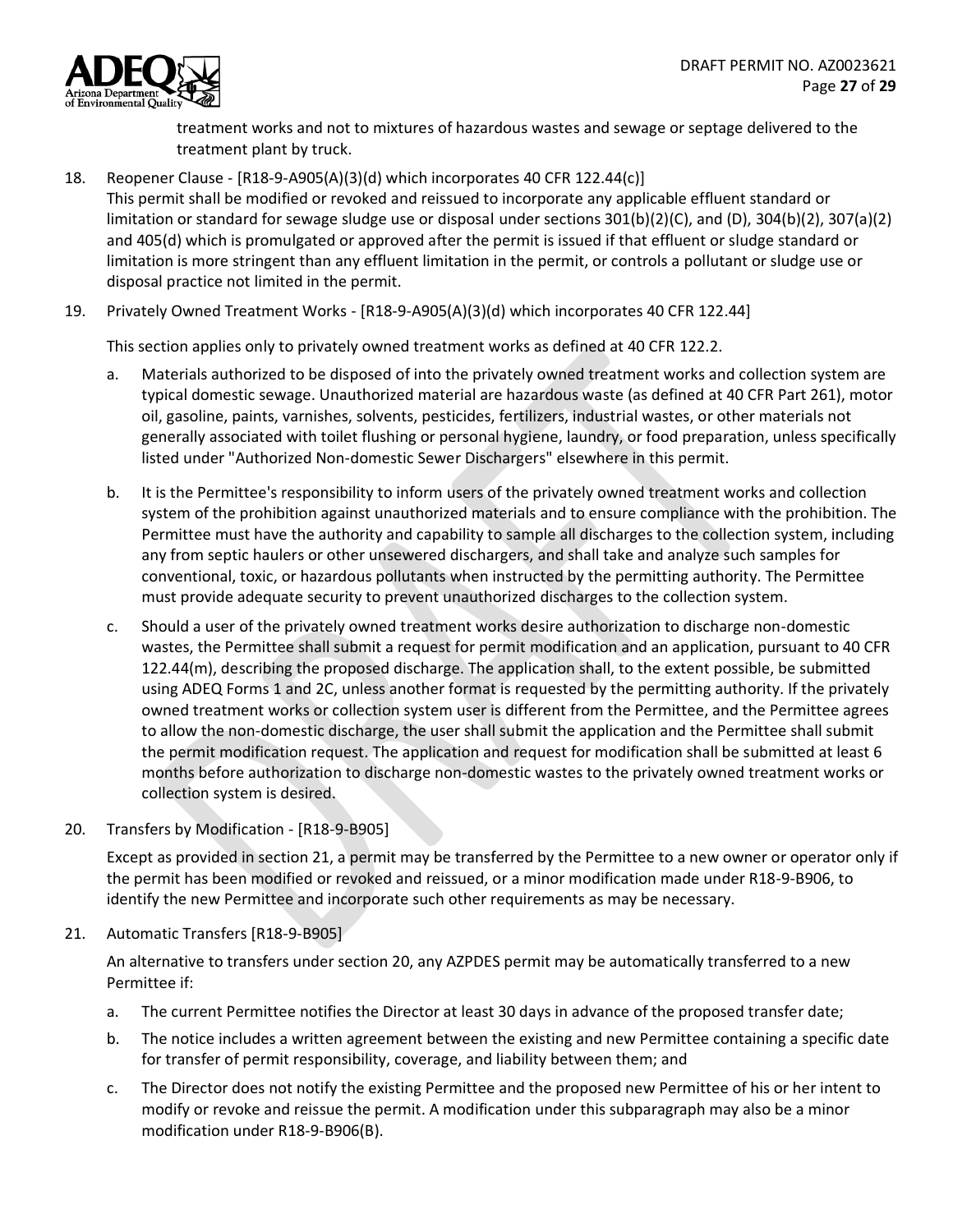treatment works and not to mixtures of hazardous wastes and sewage or septage delivered to the treatment plant by truck.

18. Reopener Clause - [R18-9-A905(A)(3)(d) which incorporates 40 CFR 122.44(c)]
This permit shall be modified or revoked and reissued to incorporate any applicable effluent standard or limitation or standard for sewage sludge use or disposal under sections 301(b)(2)(C), and (D), 304(b)(2), 307(a)(2) and 405(d) which is promulgated or approved after the permit is issued if that effluent or sludge standard or limitation is more stringent than any effluent limitation in the permit, or controls a pollutant or sludge use or disposal practice not limited in the permit.

19. Privately Owned Treatment Works - [R18-9-A905(A)(3)(d) which incorporates 40 CFR 122.44]

    This section applies only to privately owned treatment works as defined at 40 CFR 122.2.

    a. Materials authorized to be disposed of into the privately owned treatment works and collection system are typical domestic sewage. Unauthorized material are hazardous waste (as defined at 40 CFR Part 261), motor oil, gasoline, paints, varnishes, solvents, pesticides, fertilizers, industrial wastes, or other materials not generally associated with toilet flushing or personal hygiene, laundry, or food preparation, unless specifically listed under "Authorized Non-domestic Sewer Dischargers" elsewhere in this permit.

    b. It is the Permittee's responsibility to inform users of the privately owned treatment works and collection system of the prohibition against unauthorized materials and to ensure compliance with the prohibition. The Permittee must have the authority and capability to sample all discharges to the collection system, including any from septic haulers or other unsewered dischargers, and shall take and analyze such samples for conventional, toxic, or hazardous pollutants when instructed by the permitting authority. The Permittee must provide adequate security to prevent unauthorized discharges to the collection system.

    c. Should a user of the privately owned treatment works desire authorization to discharge non-domestic wastes, the Permittee shall submit a request for permit modification and an application, pursuant to 40 CFR 122.44(m), describing the proposed discharge. The application shall, to the extent possible, be submitted using ADEQ Forms 1 and 2C, unless another format is requested by the permitting authority. If the privately owned treatment works or collection system user is different from the Permittee, and the Permittee agrees to allow the non-domestic discharge, the user shall submit the application and the Permittee shall submit the permit modification request. The application and request for modification shall be submitted at least 6 months before authorization to discharge non-domestic wastes to the privately owned treatment works or collection system is desired.

20. Transfers by Modification - [R18-9-B905]

    Except as provided in section 21, a permit may be transferred by the Permittee to a new owner or operator only if the permit has been modified or revoked and reissued, or a minor modification made under R18-9-B906, to identify the new Permittee and incorporate such other requirements as may be necessary.

21. Automatic Transfers [R18-9-B905]

    An alternative to transfers under section 20, any AZPDES permit may be automatically transferred to a new Permittee if:

    a. The current Permittee notifies the Director at least 30 days in advance of the proposed transfer date;

    b. The notice includes a written agreement between the existing and new Permittee containing a specific date for transfer of permit responsibility, coverage, and liability between them; and

    c. The Director does not notify the existing Permittee and the proposed new Permittee of his or her intent to modify or revoke and reissue the permit. A modification under this subparagraph may also be a minor modification under R18-9-B906(B).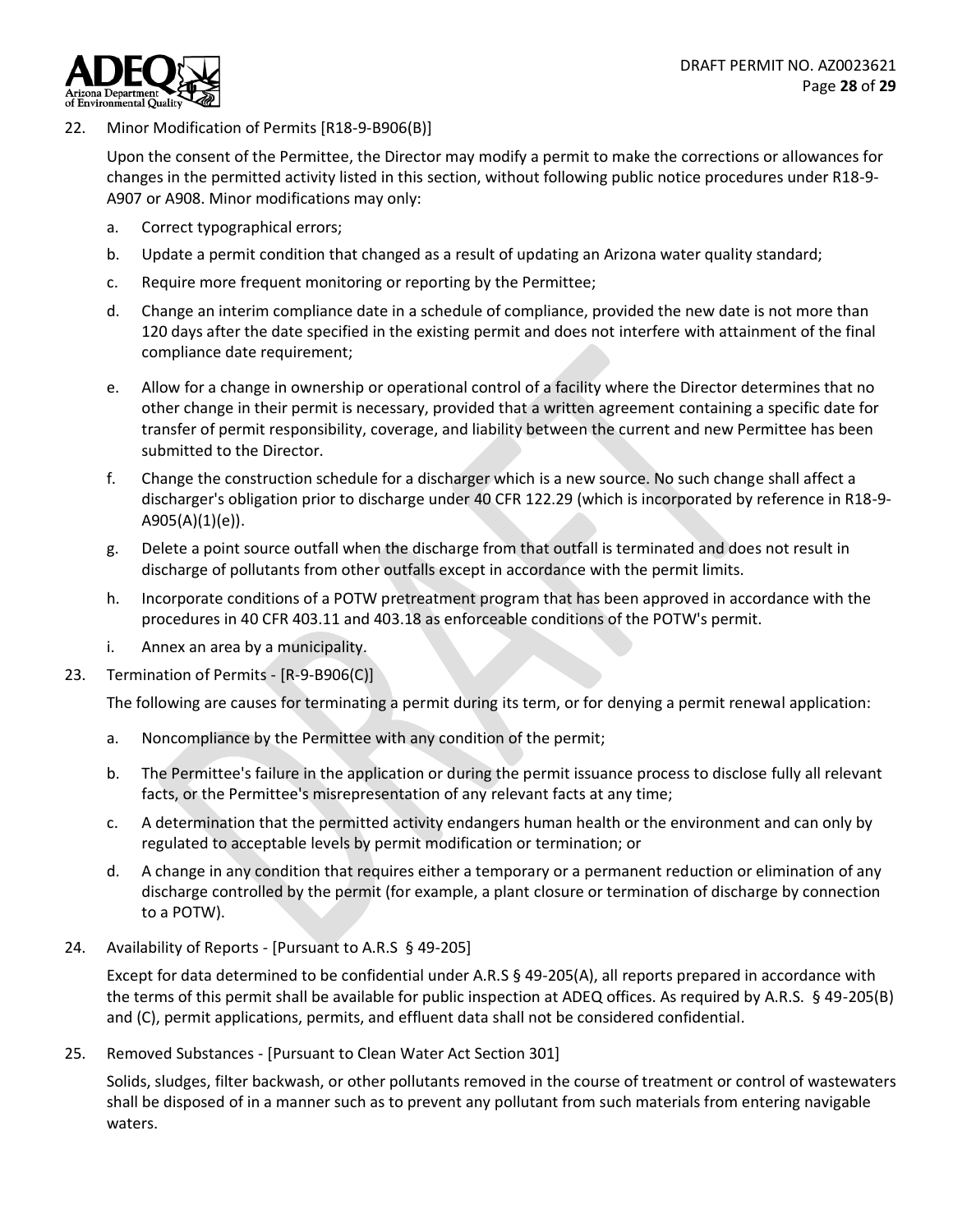22. Minor Modification of Permits [R18-9-B906(B)]

    Upon the consent of the Permittee, the Director may modify a permit to make the corrections or allowances for changes in the permitted activity listed in this section, without following public notice procedures under R18-9-A907 or A908. Minor modifications may only:

    a. Correct typographical errors;
    b. Update a permit condition that changed as a result of updating an Arizona water quality standard;
    c. Require more frequent monitoring or reporting by the Permittee;
    d. Change an interim compliance date in a schedule of compliance, provided the new date is not more than 120 days after the date specified in the existing permit and does not interfere with attainment of the final compliance date requirement;
    e. Allow for a change in ownership or operational control of a facility where the Director determines that no other change in their permit is necessary, provided that a written agreement containing a specific date for transfer of permit responsibility, coverage, and liability between the current and new Permittee has been submitted to the Director.
    f. Change the construction schedule for a discharger which is a new source. No such change shall affect a discharger's obligation prior to discharge under 40 CFR 122.29 (which is incorporated by reference in R18-9-A905(A)(1)(e)).
    g. Delete a point source outfall when the discharge from that outfall is terminated and does not result in discharge of pollutants from other outfalls except in accordance with the permit limits.
    h. Incorporate conditions of a POTW pretreatment program that has been approved in accordance with the procedures in 40 CFR 403.11 and 403.18 as enforceable conditions of the POTW's permit.
    i. Annex an area by a municipality.

23. Termination of Permits - [R-9-B906(C)]

    The following are causes for terminating a permit during its term, or for denying a permit renewal application:

    a. Noncompliance by the Permittee with any condition of the permit;
    b. The Permittee's failure in the application or during the permit issuance process to disclose fully all relevant facts, or the Permittee's misrepresentation of any relevant facts at any time;
    c. A determination that the permitted activity endangers human health or the environment and can only by regulated to acceptable levels by permit modification or termination; or
    d. A change in any condition that requires either a temporary or a permanent reduction or elimination of any discharge controlled by the permit (for example, a plant closure or termination of discharge by connection to a POTW).

24. Availability of Reports - [Pursuant to A.R.S § 49-205]

    Except for data determined to be confidential under A.R.S § 49-205(A), all reports prepared in accordance with the terms of this permit shall be available for public inspection at ADEQ offices. As required by A.R.S. § 49-205(B) and (C), permit applications, permits, and effluent data shall not be considered confidential.

25. Removed Substances - [Pursuant to Clean Water Act Section 301]

    Solids, sludges, filter backwash, or other pollutants removed in the course of treatment or control of wastewaters shall be disposed of in a manner such as to prevent any pollutant from such materials from entering navigable waters.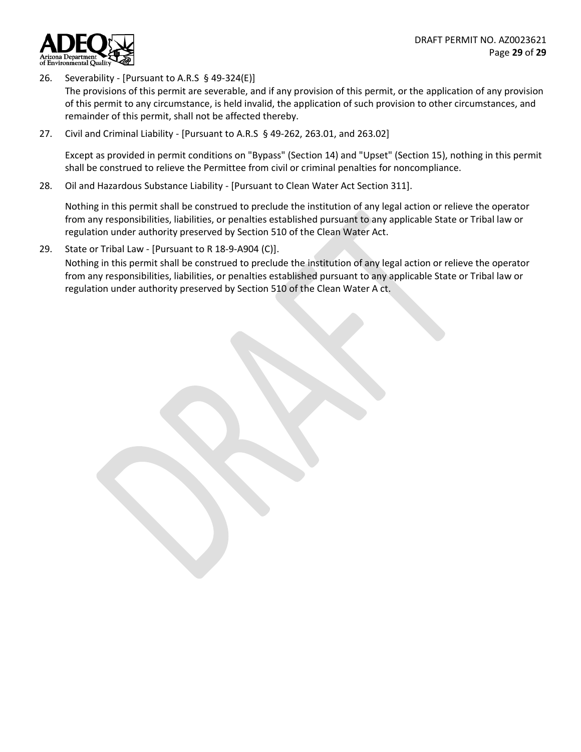26. Severability - [Pursuant to A.R.S § 49-324(E)]
    The provisions of this permit are severable, and if any provision of this permit, or the application of any provision of this permit to any circumstance, is held invalid, the application of such provision to other circumstances, and remainder of this permit, shall not be affected thereby.

27. Civil and Criminal Liability - [Pursuant to A.R.S § 49-262, 263.01, and 263.02]

    Except as provided in permit conditions on "Bypass" (Section 14) and "Upset" (Section 15), nothing in this permit shall be construed to relieve the Permittee from civil or criminal penalties for noncompliance.

28. Oil and Hazardous Substance Liability - [Pursuant to Clean Water Act Section 311].

    Nothing in this permit shall be construed to preclude the institution of any legal action or relieve the operator from any responsibilities, liabilities, or penalties established pursuant to any applicable State or Tribal law or regulation under authority preserved by Section 510 of the Clean Water Act.

29. State or Tribal Law - [Pursuant to R 18-9-A904 (C)].
    Nothing in this permit shall be construed to preclude the institution of any legal action or relieve the operator from any responsibilities, liabilities, or penalties established pursuant to any applicable State or Tribal law or regulation under authority preserved by Section 510 of the Clean Water A ct.